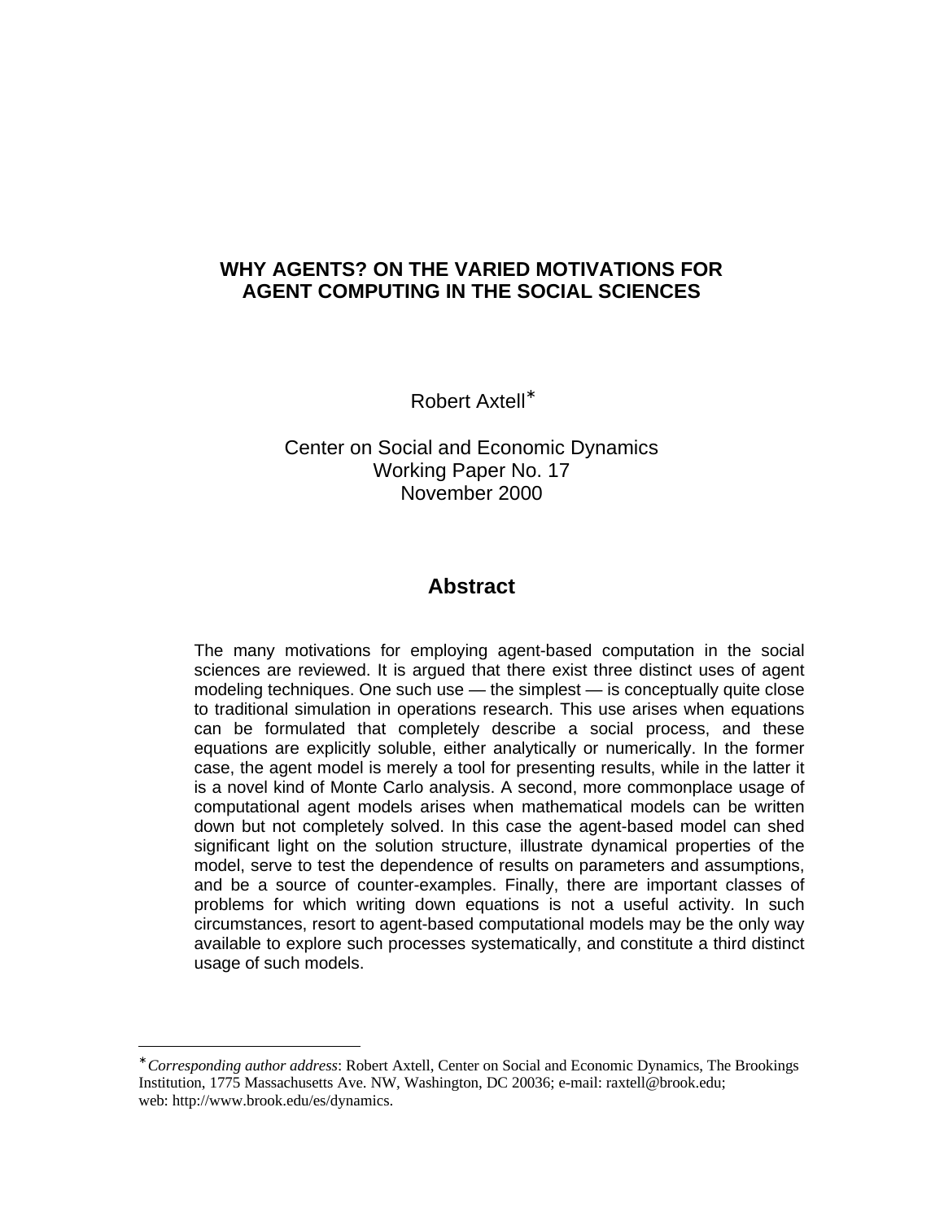# WHY AGENTS? ON THE VARIED MOTIVATIONS FOR AGENT COMPUTING IN THE SOCIAL SCIENCES

Robert Axtell*

Center on Social and Economic Dynamics
Working Paper No. 17
November 2000

## Abstract

The many motivations for employing agent-based computation in the social sciences are reviewed. It is argued that there exist three distinct uses of agent modeling techniques. One such use — the simplest — is conceptually quite close to traditional simulation in operations research. This use arises when equations can be formulated that completely describe a social process, and these equations are explicitly soluble, either analytically or numerically. In the former case, the agent model is merely a tool for presenting results, while in the latter it is a novel kind of Monte Carlo analysis. A second, more commonplace usage of computational agent models arises when mathematical models can be written down but not completely solved. In this case the agent-based model can shed significant light on the solution structure, illustrate dynamical properties of the model, serve to test the dependence of results on parameters and assumptions, and be a source of counter-examples. Finally, there are important classes of problems for which writing down equations is not a useful activity. In such circumstances, resort to agent-based computational models may be the only way available to explore such processes systematically, and constitute a third distinct usage of such models.

---

* *Corresponding author address*: Robert Axtell, Center on Social and Economic Dynamics, The Brookings Institution, 1775 Massachusetts Ave. NW, Washington, DC 20036; e-mail: raxtell@brook.edu; web: http://www.brook.edu/es/dynamics.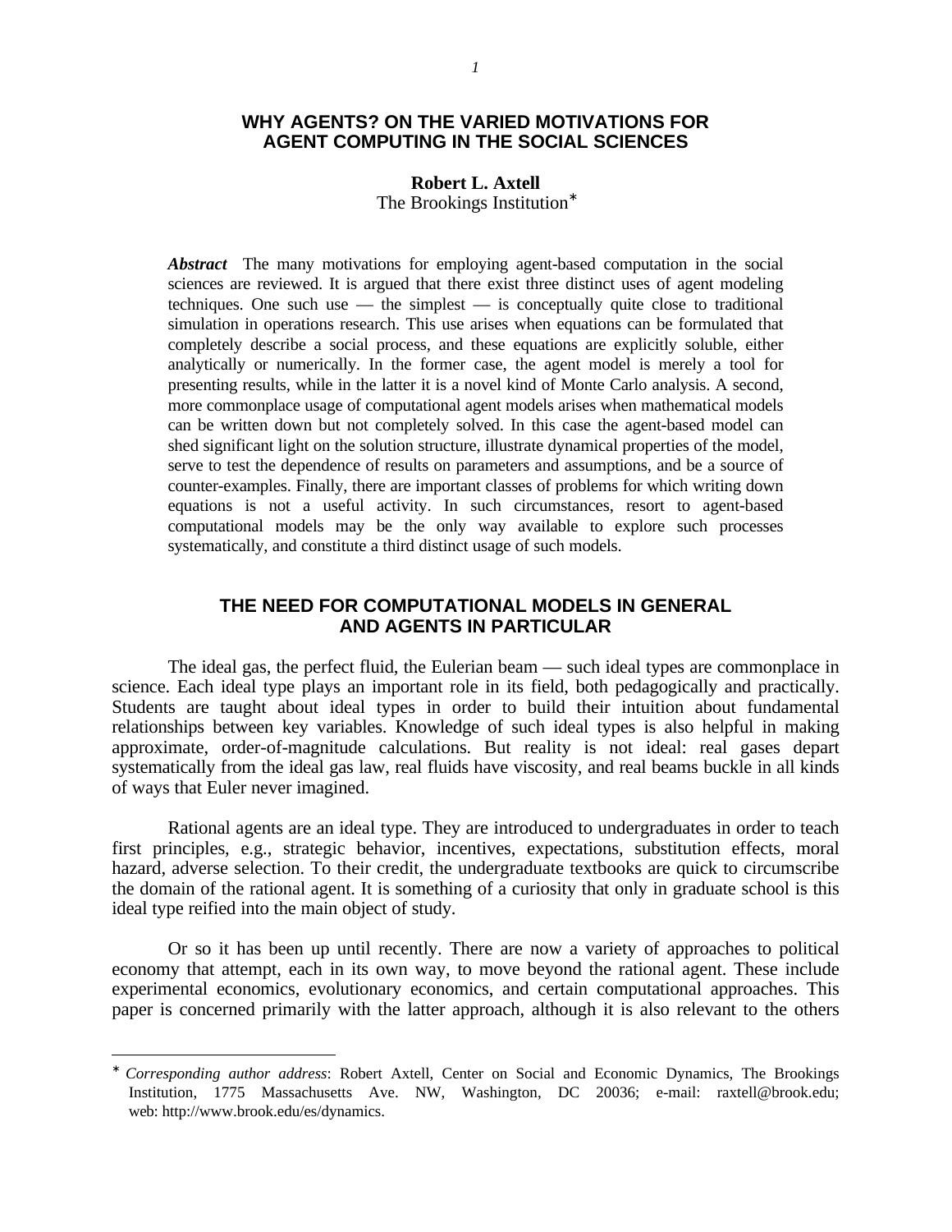# WHY AGENTS? ON THE VARIED MOTIVATIONS FOR AGENT COMPUTING IN THE SOCIAL SCIENCES

**Robert L. Axtell**
The Brookings Institution*

***Abstract*** The many motivations for employing agent-based computation in the social sciences are reviewed. It is argued that there exist three distinct uses of agent modeling techniques. One such use — the simplest — is conceptually quite close to traditional simulation in operations research. This use arises when equations can be formulated that completely describe a social process, and these equations are explicitly soluble, either analytically or numerically. In the former case, the agent model is merely a tool for presenting results, while in the latter it is a novel kind of Monte Carlo analysis. A second, more commonplace usage of computational agent models arises when mathematical models can be written down but not completely solved. In this case the agent-based model can shed significant light on the solution structure, illustrate dynamical properties of the model, serve to test the dependence of results on parameters and assumptions, and be a source of counter-examples. Finally, there are important classes of problems for which writing down equations is not a useful activity. In such circumstances, resort to agent-based computational models may be the only way available to explore such processes systematically, and constitute a third distinct usage of such models.

## THE NEED FOR COMPUTATIONAL MODELS IN GENERAL AND AGENTS IN PARTICULAR

The ideal gas, the perfect fluid, the Eulerian beam — such ideal types are commonplace in science. Each ideal type plays an important role in its field, both pedagogically and practically. Students are taught about ideal types in order to build their intuition about fundamental relationships between key variables. Knowledge of such ideal types is also helpful in making approximate, order-of-magnitude calculations. But reality is not ideal: real gases depart systematically from the ideal gas law, real fluids have viscosity, and real beams buckle in all kinds of ways that Euler never imagined.

Rational agents are an ideal type. They are introduced to undergraduates in order to teach first principles, e.g., strategic behavior, incentives, expectations, substitution effects, moral hazard, adverse selection. To their credit, the undergraduate textbooks are quick to circumscribe the domain of the rational agent. It is something of a curiosity that only in graduate school is this ideal type reified into the main object of study.

Or so it has been up until recently. There are now a variety of approaches to political economy that attempt, each in its own way, to move beyond the rational agent. These include experimental economics, evolutionary economics, and certain computational approaches. This paper is concerned primarily with the latter approach, although it is also relevant to the others

* *Corresponding author address*: Robert Axtell, Center on Social and Economic Dynamics, The Brookings Institution, 1775 Massachusetts Ave. NW, Washington, DC 20036; e-mail: raxtell@brook.edu; web: http://www.brook.edu/es/dynamics.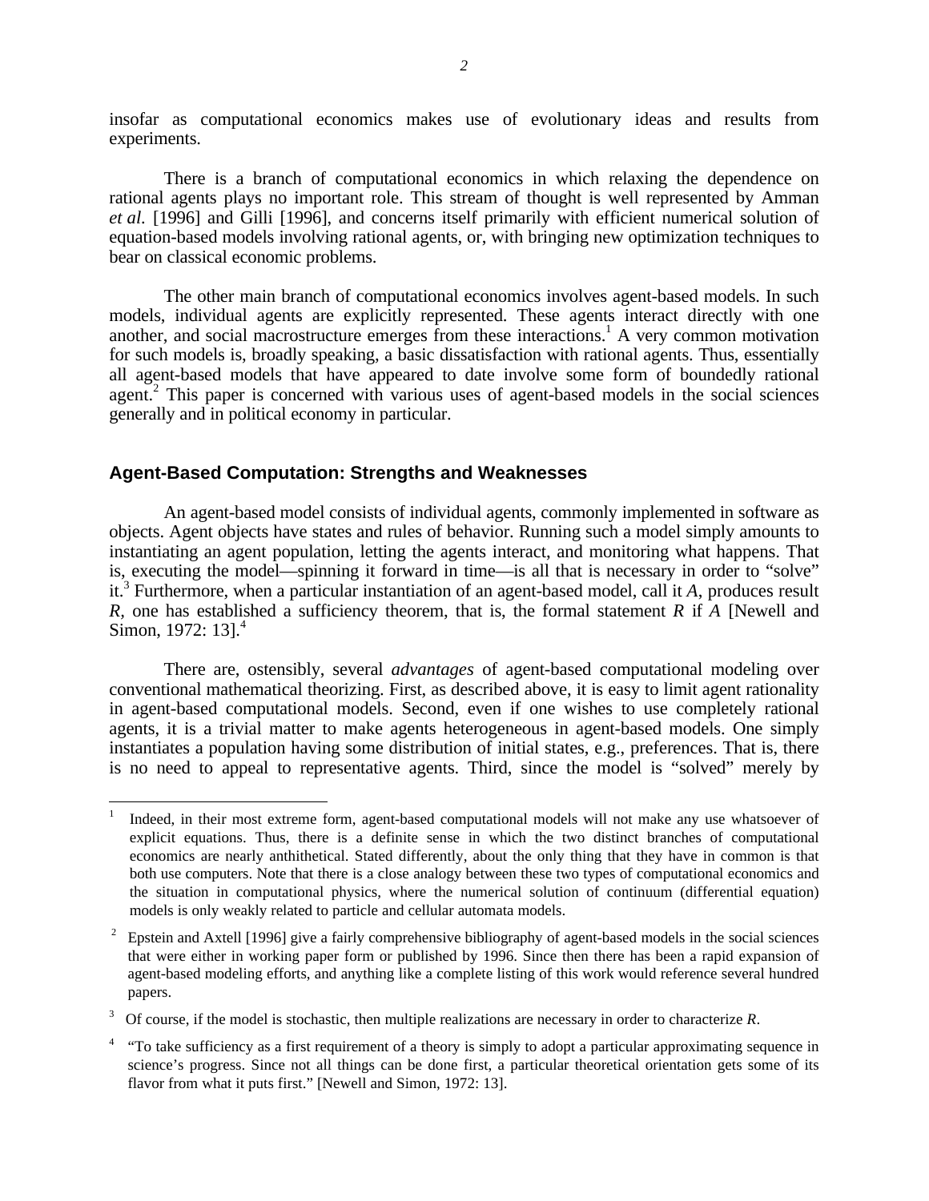insofar as computational economics makes use of evolutionary ideas and results from experiments.

There is a branch of computational economics in which relaxing the dependence on rational agents plays no important role. This stream of thought is well represented by Amman *et al*. [1996] and Gilli [1996], and concerns itself primarily with efficient numerical solution of equation-based models involving rational agents, or, with bringing new optimization techniques to bear on classical economic problems.

The other main branch of computational economics involves agent-based models. In such models, individual agents are explicitly represented. These agents interact directly with one another, and social macrostructure emerges from these interactions.[1] A very common motivation for such models is, broadly speaking, a basic dissatisfaction with rational agents. Thus, essentially all agent-based models that have appeared to date involve some form of boundedly rational agent.[2] This paper is concerned with various uses of agent-based models in the social sciences generally and in political economy in particular.

## Agent-Based Computation: Strengths and Weaknesses

An agent-based model consists of individual agents, commonly implemented in software as objects. Agent objects have states and rules of behavior. Running such a model simply amounts to instantiating an agent population, letting the agents interact, and monitoring what happens. That is, executing the model—spinning it forward in time—is all that is necessary in order to "solve" it.[3] Furthermore, when a particular instantiation of an agent-based model, call it $A$, produces result $R$, one has established a sufficiency theorem, that is, the formal statement $R$ if $A$ [Newell and Simon, 1972: 13].[4]

There are, ostensibly, several *advantages* of agent-based computational modeling over conventional mathematical theorizing. First, as described above, it is easy to limit agent rationality in agent-based computational models. Second, even if one wishes to use completely rational agents, it is a trivial matter to make agents heterogeneous in agent-based models. One simply instantiates a population having some distribution of initial states, e.g., preferences. That is, there is no need to appeal to representative agents. Third, since the model is "solved" merely by

---

[1] Indeed, in their most extreme form, agent-based computational models will not make any use whatsoever of explicit equations. Thus, there is a definite sense in which the two distinct branches of computational economics are nearly anthithetical. Stated differently, about the only thing that they have in common is that both use computers. Note that there is a close analogy between these two types of computational economics and the situation in computational physics, where the numerical solution of continuum (differential equation) models is only weakly related to particle and cellular automata models.

[2] Epstein and Axtell [1996] give a fairly comprehensive bibliography of agent-based models in the social sciences that were either in working paper form or published by 1996. Since then there has been a rapid expansion of agent-based modeling efforts, and anything like a complete listing of this work would reference several hundred papers.

[3] Of course, if the model is stochastic, then multiple realizations are necessary in order to characterize $R$.

[4] "To take sufficiency as a first requirement of a theory is simply to adopt a particular approximating sequence in science's progress. Since not all things can be done first, a particular theoretical orientation gets some of its flavor from what it puts first." [Newell and Simon, 1972: 13].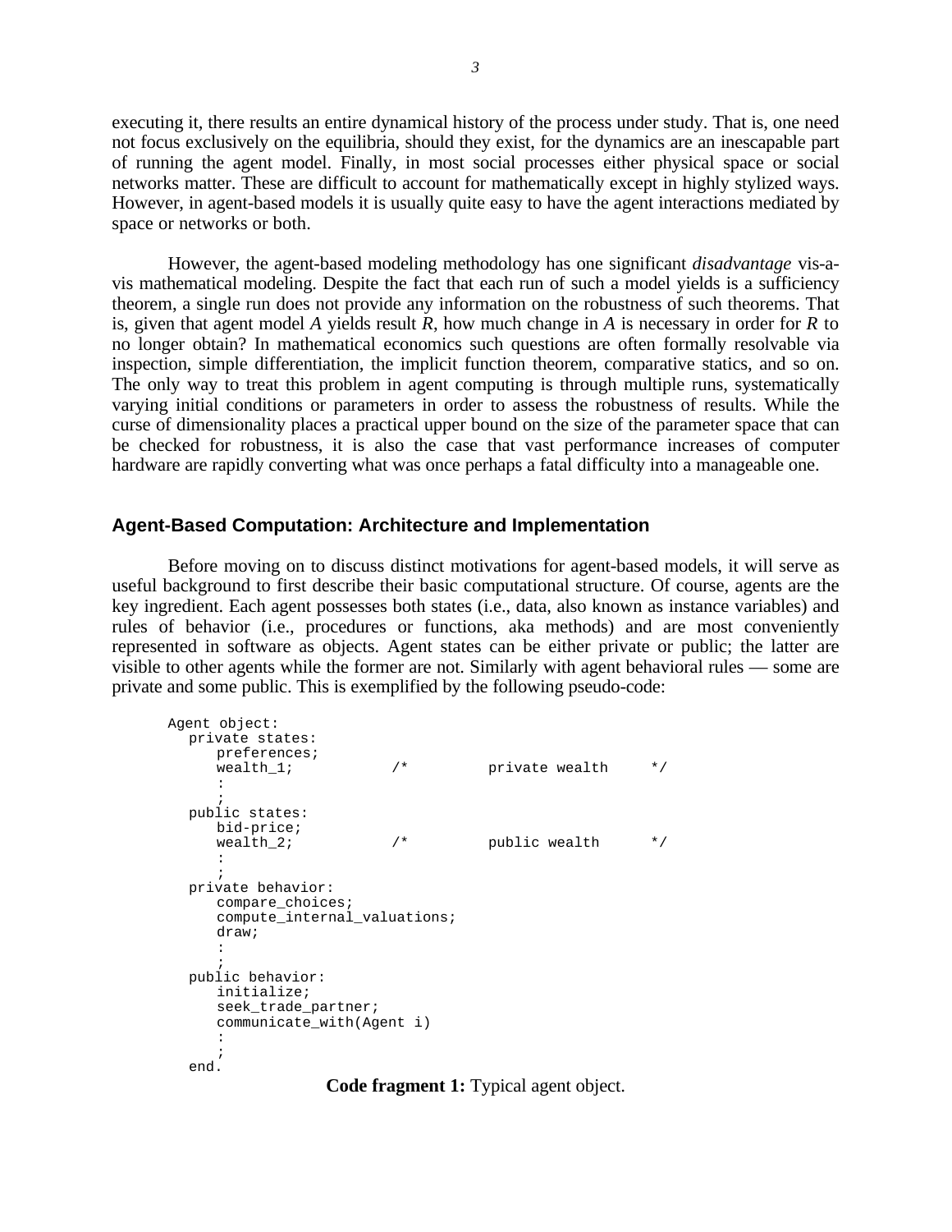executing it, there results an entire dynamical history of the process under study. That is, one need not focus exclusively on the equilibria, should they exist, for the dynamics are an inescapable part of running the agent model. Finally, in most social processes either physical space or social networks matter. These are difficult to account for mathematically except in highly stylized ways. However, in agent-based models it is usually quite easy to have the agent interactions mediated by space or networks or both.

However, the agent-based modeling methodology has one significant *disadvantage* vis-a-vis mathematical modeling. Despite the fact that each run of such a model yields is a sufficiency theorem, a single run does not provide any information on the robustness of such theorems. That is, given that agent model *A* yields result *R*, how much change in *A* is necessary in order for *R* to no longer obtain? In mathematical economics such questions are often formally resolvable via inspection, simple differentiation, the implicit function theorem, comparative statics, and so on. The only way to treat this problem in agent computing is through multiple runs, systematically varying initial conditions or parameters in order to assess the robustness of results. While the curse of dimensionality places a practical upper bound on the size of the parameter space that can be checked for robustness, it is also the case that vast performance increases of computer hardware are rapidly converting what was once perhaps a fatal difficulty into a manageable one.

## Agent-Based Computation: Architecture and Implementation

Before moving on to discuss distinct motivations for agent-based models, it will serve as useful background to first describe their basic computational structure. Of course, agents are the key ingredient. Each agent possesses both states (i.e., data, also known as instance variables) and rules of behavior (i.e., procedures or functions, aka methods) and are most conveniently represented in software as objects. Agent states can be either private or public; the latter are visible to other agents while the former are not. Similarly with agent behavioral rules — some are private and some public. This is exemplified by the following pseudo-code:

```
Agent object:
   private states:
       preferences;
       wealth_1;           /*         private wealth     */
       :
       ;
   public states:
       bid-price;
       wealth_2;           /*         public wealth      */
       :
       ;
   private behavior:
       compare_choices;
       compute_internal_valuations;
       draw;
       :
       ;
   public behavior:
       initialize;
       seek_trade_partner;
       communicate_with(Agent i)
       :
       ;
   end.
```

**Code fragment 1:** Typical agent object.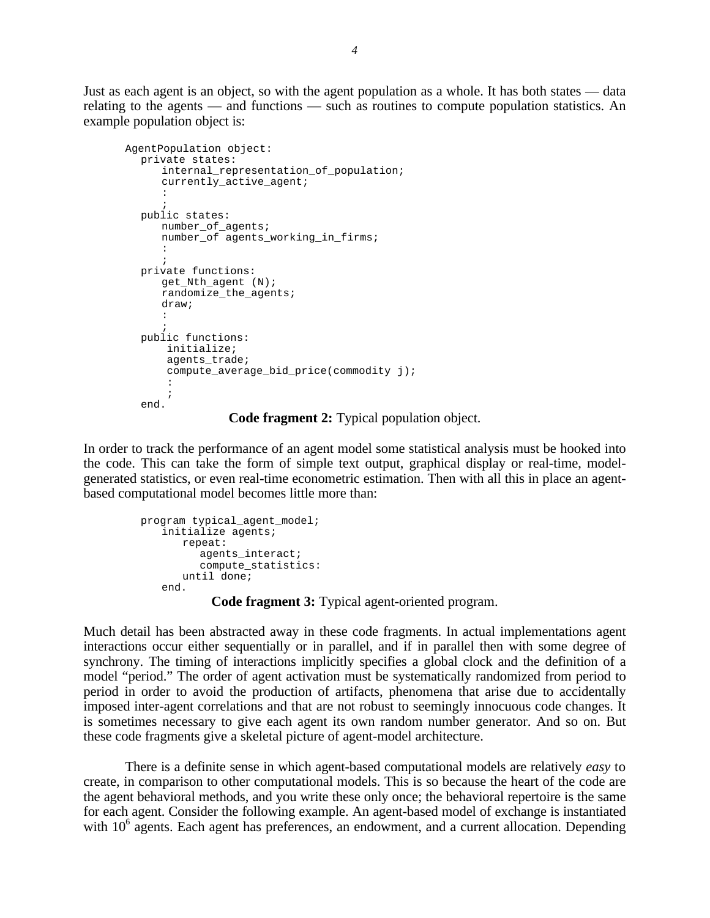Just as each agent is an object, so with the agent population as a whole. It has both states — data relating to the agents — and functions — such as routines to compute population statistics. An example population object is:

```
AgentPopulation object:
   private states:
       internal_representation_of_population;
       currently_active_agent;
       :
       ;
   public states:
       number_of_agents;
       number_of agents_working_in_firms;
       :
       ;
   private functions:
       get_Nth_agent (N);
       randomize_the_agents;
       draw;
       :
       ;
   public functions:
        initialize;
        agents_trade;
        compute_average_bid_price(commodity j);
        :
        ;
   end.
```

**Code fragment 2:** Typical population object.

In order to track the performance of an agent model some statistical analysis must be hooked into the code. This can take the form of simple text output, graphical display or real-time, model-generated statistics, or even real-time econometric estimation. Then with all this in place an agent-based computational model becomes little more than:

```
program typical_agent_model;
    initialize agents;
        repeat:
            agents_interact;
            compute_statistics:
        until done;
    end.
```

**Code fragment 3:** Typical agent-oriented program.

Much detail has been abstracted away in these code fragments. In actual implementations agent interactions occur either sequentially or in parallel, and if in parallel then with some degree of synchrony. The timing of interactions implicitly specifies a global clock and the definition of a model "period." The order of agent activation must be systematically randomized from period to period in order to avoid the production of artifacts, phenomena that arise due to accidentally imposed inter-agent correlations and that are not robust to seemingly innocuous code changes. It is sometimes necessary to give each agent its own random number generator. And so on. But these code fragments give a skeletal picture of agent-model architecture.

There is a definite sense in which agent-based computational models are relatively *easy* to create, in comparison to other computational models. This is so because the heart of the code are the agent behavioral methods, and you write these only once; the behavioral repertoire is the same for each agent. Consider the following example. An agent-based model of exchange is instantiated with $10^6$ agents. Each agent has preferences, an endowment, and a current allocation. Depending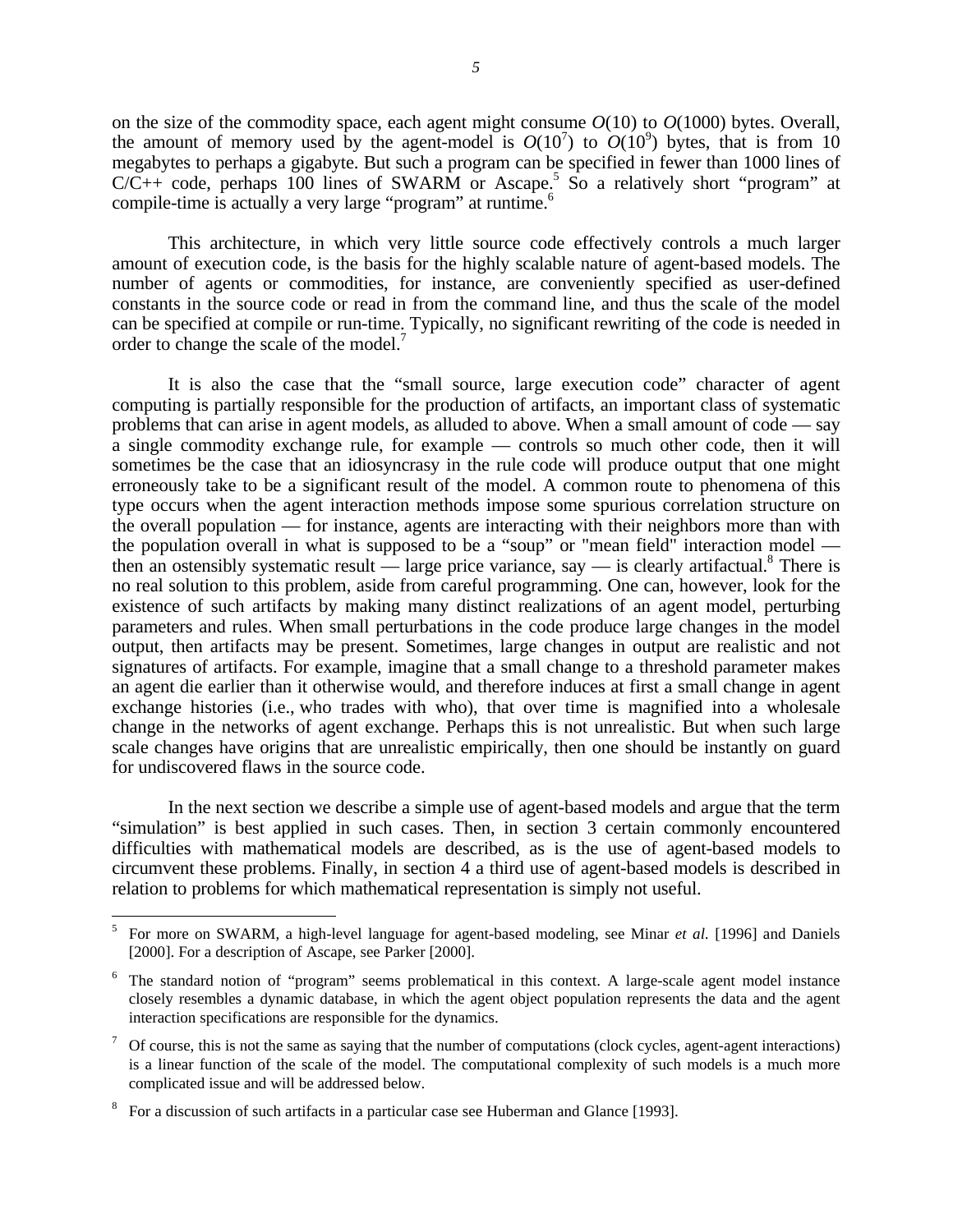on the size of the commodity space, each agent might consume $O(10)$ to $O(1000)$ bytes. Overall, the amount of memory used by the agent-model is $O(10^7)$ to $O(10^9)$ bytes, that is from 10 megabytes to perhaps a gigabyte. But such a program can be specified in fewer than 1000 lines of C/C++ code, perhaps 100 lines of SWARM or Ascape.[5] So a relatively short "program" at compile-time is actually a very large "program" at runtime.[6]

This architecture, in which very little source code effectively controls a much larger amount of execution code, is the basis for the highly scalable nature of agent-based models. The number of agents or commodities, for instance, are conveniently specified as user-defined constants in the source code or read in from the command line, and thus the scale of the model can be specified at compile or run-time. Typically, no significant rewriting of the code is needed in order to change the scale of the model.[7]

It is also the case that the "small source, large execution code" character of agent computing is partially responsible for the production of artifacts, an important class of systematic problems that can arise in agent models, as alluded to above. When a small amount of code — say a single commodity exchange rule, for example — controls so much other code, then it will sometimes be the case that an idiosyncrasy in the rule code will produce output that one might erroneously take to be a significant result of the model. A common route to phenomena of this type occurs when the agent interaction methods impose some spurious correlation structure on the overall population — for instance, agents are interacting with their neighbors more than with the population overall in what is supposed to be a "soup" or "mean field" interaction model — then an ostensibly systematic result — large price variance, say — is clearly artifactual.[8] There is no real solution to this problem, aside from careful programming. One can, however, look for the existence of such artifacts by making many distinct realizations of an agent model, perturbing parameters and rules. When small perturbations in the code produce large changes in the model output, then artifacts may be present. Sometimes, large changes in output are realistic and not signatures of artifacts. For example, imagine that a small change to a threshold parameter makes an agent die earlier than it otherwise would, and therefore induces at first a small change in agent exchange histories (i.e., who trades with who), that over time is magnified into a wholesale change in the networks of agent exchange. Perhaps this is not unrealistic. But when such large scale changes have origins that are unrealistic empirically, then one should be instantly on guard for undiscovered flaws in the source code.

In the next section we describe a simple use of agent-based models and argue that the term "simulation" is best applied in such cases. Then, in section 3 certain commonly encountered difficulties with mathematical models are described, as is the use of agent-based models to circumvent these problems. Finally, in section 4 a third use of agent-based models is described in relation to problems for which mathematical representation is simply not useful.

---

[5] For more on SWARM, a high-level language for agent-based modeling, see Minar *et al.* [1996] and Daniels [2000]. For a description of Ascape, see Parker [2000].

[6] The standard notion of "program" seems problematical in this context. A large-scale agent model instance closely resembles a dynamic database, in which the agent object population represents the data and the agent interaction specifications are responsible for the dynamics.

[7] Of course, this is not the same as saying that the number of computations (clock cycles, agent-agent interactions) is a linear function of the scale of the model. The computational complexity of such models is a much more complicated issue and will be addressed below.

[8] For a discussion of such artifacts in a particular case see Huberman and Glance [1993].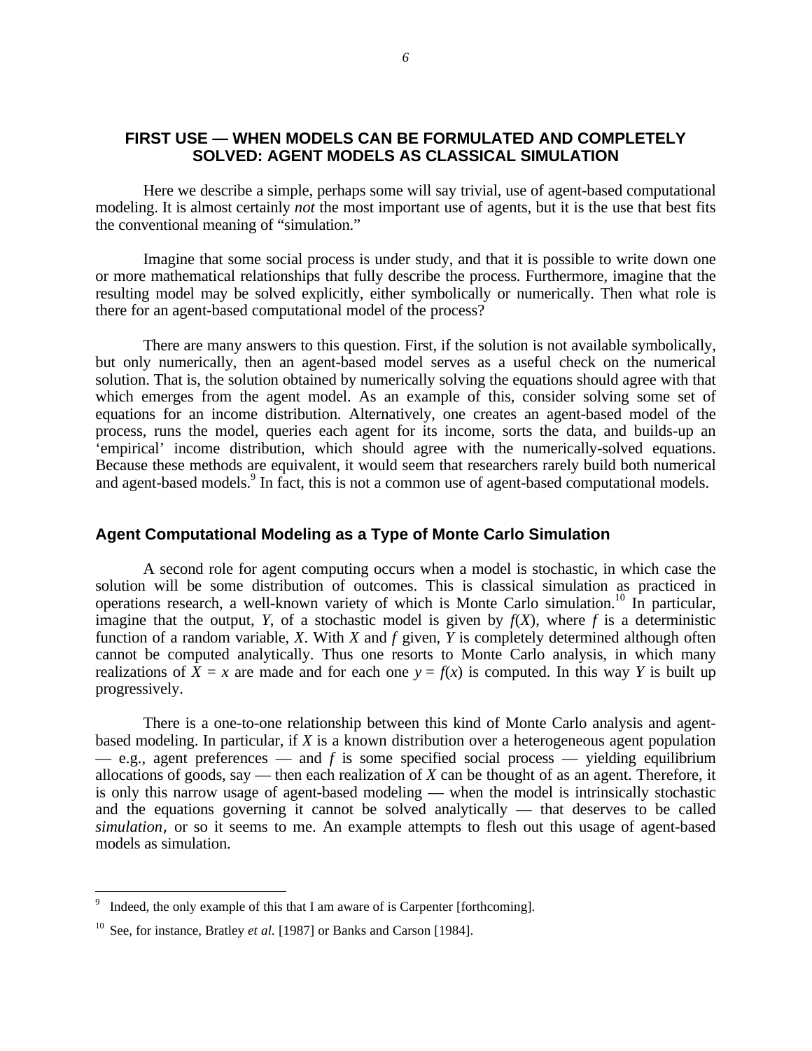## FIRST USE — WHEN MODELS CAN BE FORMULATED AND COMPLETELY SOLVED: AGENT MODELS AS CLASSICAL SIMULATION

Here we describe a simple, perhaps some will say trivial, use of agent-based computational modeling. It is almost certainly *not* the most important use of agents, but it is the use that best fits the conventional meaning of "simulation."

Imagine that some social process is under study, and that it is possible to write down one or more mathematical relationships that fully describe the process. Furthermore, imagine that the resulting model may be solved explicitly, either symbolically or numerically. Then what role is there for an agent-based computational model of the process?

There are many answers to this question. First, if the solution is not available symbolically, but only numerically, then an agent-based model serves as a useful check on the numerical solution. That is, the solution obtained by numerically solving the equations should agree with that which emerges from the agent model. As an example of this, consider solving some set of equations for an income distribution. Alternatively, one creates an agent-based model of the process, runs the model, queries each agent for its income, sorts the data, and builds-up an 'empirical' income distribution, which should agree with the numerically-solved equations. Because these methods are equivalent, it would seem that researchers rarely build both numerical and agent-based models.[9] In fact, this is not a common use of agent-based computational models.

### Agent Computational Modeling as a Type of Monte Carlo Simulation

A second role for agent computing occurs when a model is stochastic, in which case the solution will be some distribution of outcomes. This is classical simulation as practiced in operations research, a well-known variety of which is Monte Carlo simulation.[10] In particular, imagine that the output, $Y$, of a stochastic model is given by $f(X)$, where $f$ is a deterministic function of a random variable, $X$. With $X$ and $f$ given, $Y$ is completely determined although often cannot be computed analytically. Thus one resorts to Monte Carlo analysis, in which many realizations of $X = x$ are made and for each one $y = f(x)$ is computed. In this way $Y$ is built up progressively.

There is a one-to-one relationship between this kind of Monte Carlo analysis and agent-based modeling. In particular, if $X$ is a known distribution over a heterogeneous agent population — e.g., agent preferences — and $f$ is some specified social process — yielding equilibrium allocations of goods, say — then each realization of $X$ can be thought of as an agent. Therefore, it is only this narrow usage of agent-based modeling — when the model is intrinsically stochastic and the equations governing it cannot be solved analytically — that deserves to be called *simulation*, or so it seems to me. An example attempts to flesh out this usage of agent-based models as simulation.

---

[9] Indeed, the only example of this that I am aware of is Carpenter [forthcoming].

[10] See, for instance, Bratley *et al.* [1987] or Banks and Carson [1984].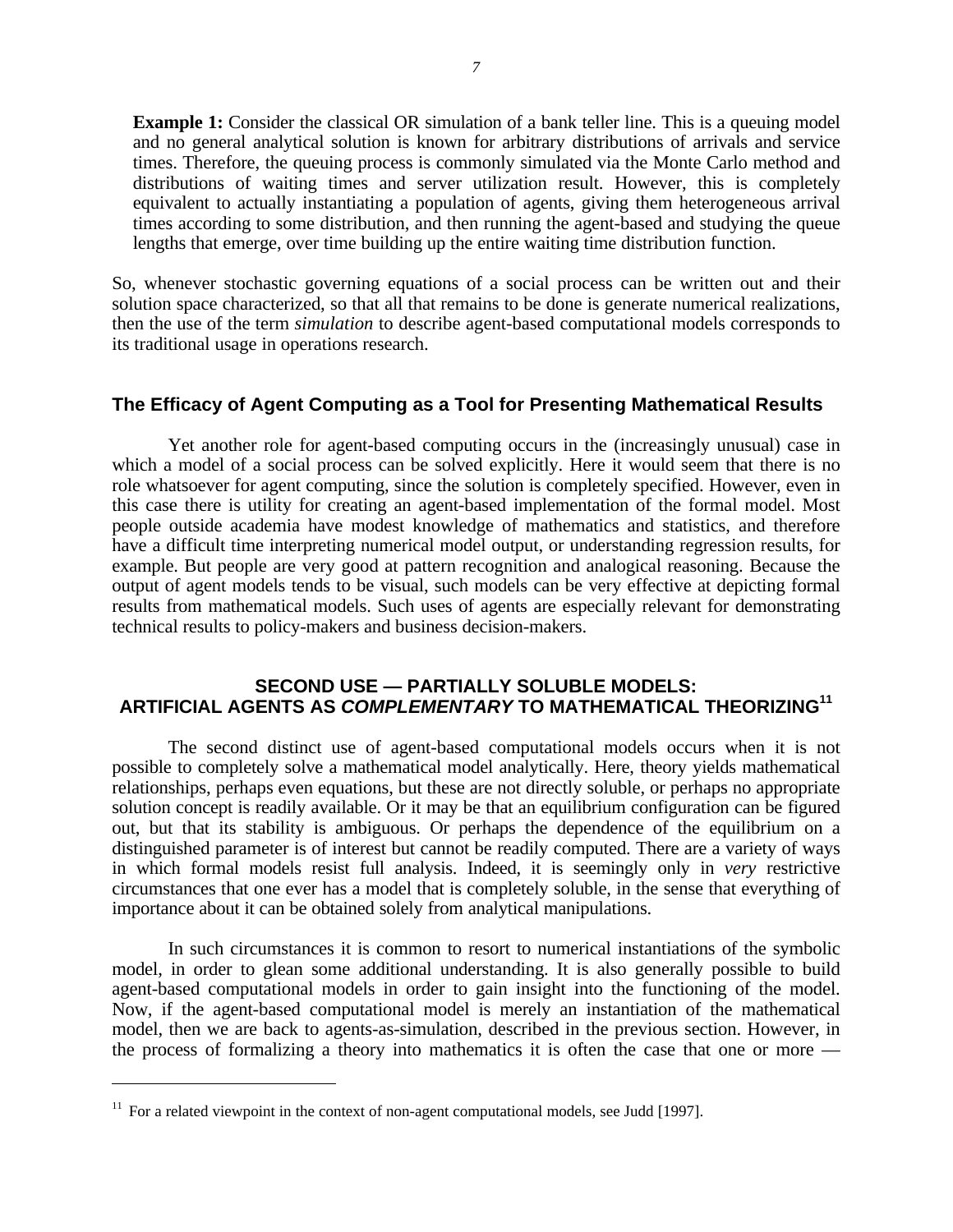**Example 1:** Consider the classical OR simulation of a bank teller line. This is a queuing model and no general analytical solution is known for arbitrary distributions of arrivals and service times. Therefore, the queuing process is commonly simulated via the Monte Carlo method and distributions of waiting times and server utilization result. However, this is completely equivalent to actually instantiating a population of agents, giving them heterogeneous arrival times according to some distribution, and then running the agent-based and studying the queue lengths that emerge, over time building up the entire waiting time distribution function.

So, whenever stochastic governing equations of a social process can be written out and their solution space characterized, so that all that remains to be done is generate numerical realizations, then the use of the term *simulation* to describe agent-based computational models corresponds to its traditional usage in operations research.

### The Efficacy of Agent Computing as a Tool for Presenting Mathematical Results

Yet another role for agent-based computing occurs in the (increasingly unusual) case in which a model of a social process can be solved explicitly. Here it would seem that there is no role whatsoever for agent computing, since the solution is completely specified. However, even in this case there is utility for creating an agent-based implementation of the formal model. Most people outside academia have modest knowledge of mathematics and statistics, and therefore have a difficult time interpreting numerical model output, or understanding regression results, for example. But people are very good at pattern recognition and analogical reasoning. Because the output of agent models tends to be visual, such models can be very effective at depicting formal results from mathematical models. Such uses of agents are especially relevant for demonstrating technical results to policy-makers and business decision-makers.

## SECOND USE — PARTIALLY SOLUBLE MODELS: ARTIFICIAL AGENTS AS *COMPLEMENTARY* TO MATHEMATICAL THEORIZING[11]

The second distinct use of agent-based computational models occurs when it is not possible to completely solve a mathematical model analytically. Here, theory yields mathematical relationships, perhaps even equations, but these are not directly soluble, or perhaps no appropriate solution concept is readily available. Or it may be that an equilibrium configuration can be figured out, but that its stability is ambiguous. Or perhaps the dependence of the equilibrium on a distinguished parameter is of interest but cannot be readily computed. There are a variety of ways in which formal models resist full analysis. Indeed, it is seemingly only in *very* restrictive circumstances that one ever has a model that is completely soluble, in the sense that everything of importance about it can be obtained solely from analytical manipulations.

In such circumstances it is common to resort to numerical instantiations of the symbolic model, in order to glean some additional understanding. It is also generally possible to build agent-based computational models in order to gain insight into the functioning of the model. Now, if the agent-based computational model is merely an instantiation of the mathematical model, then we are back to agents-as-simulation, described in the previous section. However, in the process of formalizing a theory into mathematics it is often the case that one or more —

[11] For a related viewpoint in the context of non-agent computational models, see Judd [1997].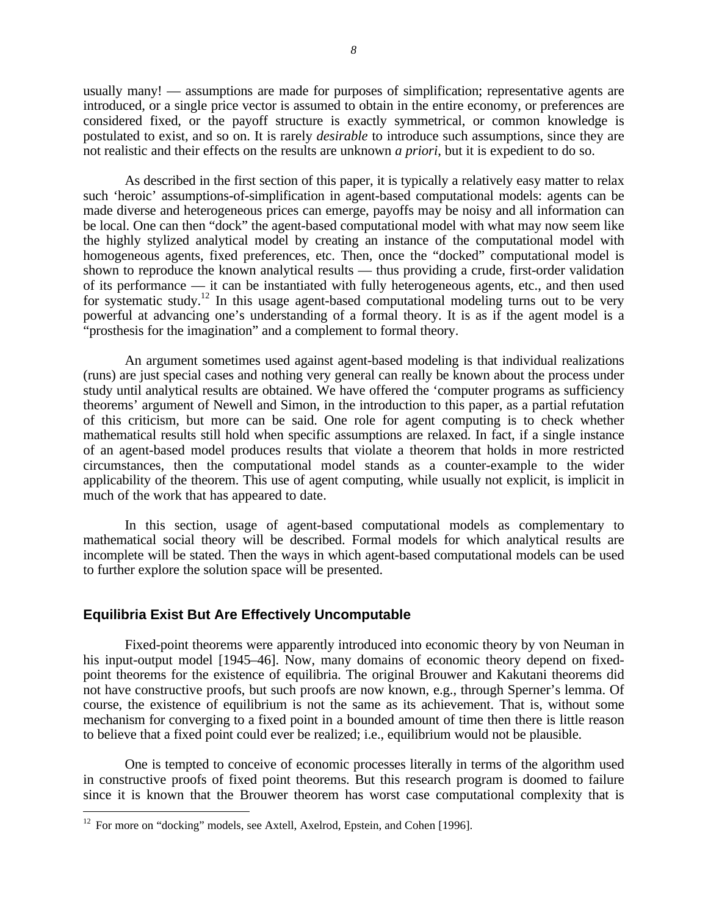usually many! — assumptions are made for purposes of simplification; representative agents are introduced, or a single price vector is assumed to obtain in the entire economy, or preferences are considered fixed, or the payoff structure is exactly symmetrical, or common knowledge is postulated to exist, and so on. It is rarely *desirable* to introduce such assumptions, since they are not realistic and their effects on the results are unknown *a priori*, but it is expedient to do so.

As described in the first section of this paper, it is typically a relatively easy matter to relax such 'heroic' assumptions-of-simplification in agent-based computational models: agents can be made diverse and heterogeneous prices can emerge, payoffs may be noisy and all information can be local. One can then "dock" the agent-based computational model with what may now seem like the highly stylized analytical model by creating an instance of the computational model with homogeneous agents, fixed preferences, etc. Then, once the "docked" computational model is shown to reproduce the known analytical results — thus providing a crude, first-order validation of its performance — it can be instantiated with fully heterogeneous agents, etc., and then used for systematic study.[12] In this usage agent-based computational modeling turns out to be very powerful at advancing one's understanding of a formal theory. It is as if the agent model is a "prosthesis for the imagination" and a complement to formal theory.

An argument sometimes used against agent-based modeling is that individual realizations (runs) are just special cases and nothing very general can really be known about the process under study until analytical results are obtained. We have offered the 'computer programs as sufficiency theorems' argument of Newell and Simon, in the introduction to this paper, as a partial refutation of this criticism, but more can be said. One role for agent computing is to check whether mathematical results still hold when specific assumptions are relaxed. In fact, if a single instance of an agent-based model produces results that violate a theorem that holds in more restricted circumstances, then the computational model stands as a counter-example to the wider applicability of the theorem. This use of agent computing, while usually not explicit, is implicit in much of the work that has appeared to date.

In this section, usage of agent-based computational models as complementary to mathematical social theory will be described. Formal models for which analytical results are incomplete will be stated. Then the ways in which agent-based computational models can be used to further explore the solution space will be presented.

## Equilibria Exist But Are Effectively Uncomputable

Fixed-point theorems were apparently introduced into economic theory by von Neuman in his input-output model [1945–46]. Now, many domains of economic theory depend on fixed-point theorems for the existence of equilibria. The original Brouwer and Kakutani theorems did not have constructive proofs, but such proofs are now known, e.g., through Sperner's lemma. Of course, the existence of equilibrium is not the same as its achievement. That is, without some mechanism for converging to a fixed point in a bounded amount of time then there is little reason to believe that a fixed point could ever be realized; i.e., equilibrium would not be plausible.

One is tempted to conceive of economic processes literally in terms of the algorithm used in constructive proofs of fixed point theorems. But this research program is doomed to failure since it is known that the Brouwer theorem has worst case computational complexity that is

[12] For more on "docking" models, see Axtell, Axelrod, Epstein, and Cohen [1996].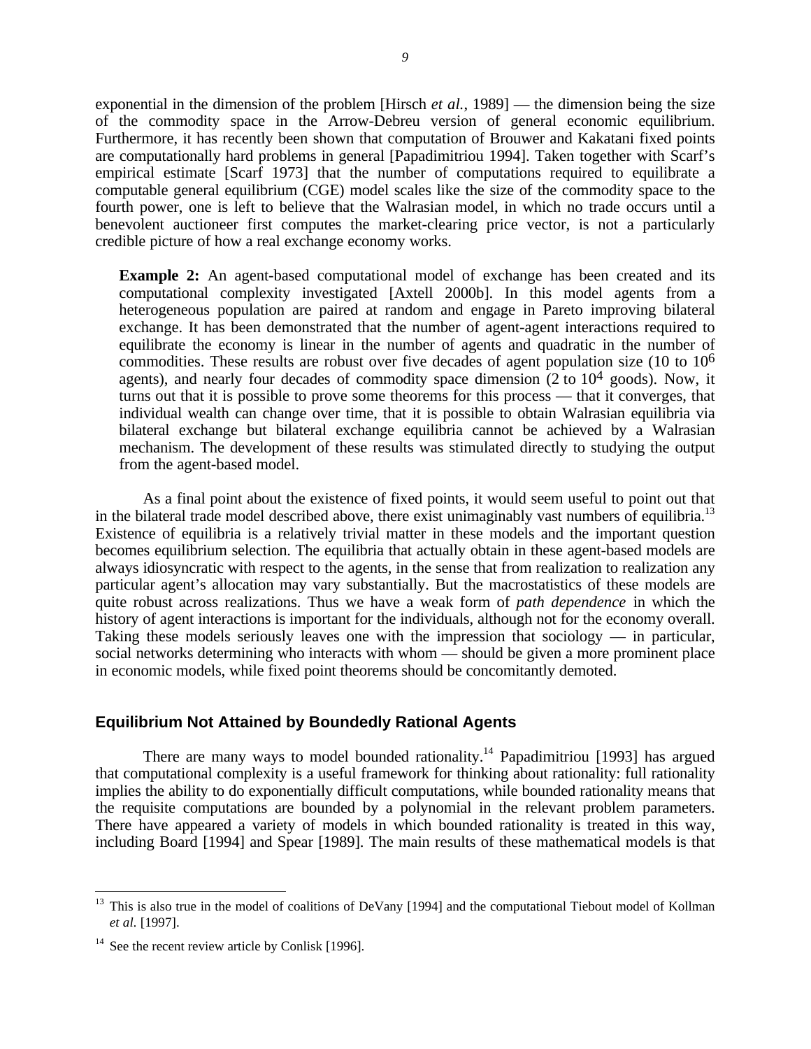exponential in the dimension of the problem [Hirsch *et al.*, 1989] — the dimension being the size of the commodity space in the Arrow-Debreu version of general economic equilibrium. Furthermore, it has recently been shown that computation of Brouwer and Kakatani fixed points are computationally hard problems in general [Papadimitriou 1994]. Taken together with Scarf's empirical estimate [Scarf 1973] that the number of computations required to equilibrate a computable general equilibrium (CGE) model scales like the size of the commodity space to the fourth power, one is left to believe that the Walrasian model, in which no trade occurs until a benevolent auctioneer first computes the market-clearing price vector, is not a particularly credible picture of how a real exchange economy works.

> **Example 2:** An agent-based computational model of exchange has been created and its computational complexity investigated [Axtell 2000b]. In this model agents from a heterogeneous population are paired at random and engage in Pareto improving bilateral exchange. It has been demonstrated that the number of agent-agent interactions required to equilibrate the economy is linear in the number of agents and quadratic in the number of commodities. These results are robust over five decades of agent population size (10 to $10^6$ agents), and nearly four decades of commodity space dimension (2 to $10^4$ goods). Now, it turns out that it is possible to prove some theorems for this process — that it converges, that individual wealth can change over time, that it is possible to obtain Walrasian equilibria via bilateral exchange but bilateral exchange equilibria cannot be achieved by a Walrasian mechanism. The development of these results was stimulated directly to studying the output from the agent-based model.

As a final point about the existence of fixed points, it would seem useful to point out that in the bilateral trade model described above, there exist unimaginably vast numbers of equilibria.[13] Existence of equilibria is a relatively trivial matter in these models and the important question becomes equilibrium selection. The equilibria that actually obtain in these agent-based models are always idiosyncratic with respect to the agents, in the sense that from realization to realization any particular agent's allocation may vary substantially. But the macrostatistics of these models are quite robust across realizations. Thus we have a weak form of *path dependence* in which the history of agent interactions is important for the individuals, although not for the economy overall. Taking these models seriously leaves one with the impression that sociology — in particular, social networks determining who interacts with whom — should be given a more prominent place in economic models, while fixed point theorems should be concomitantly demoted.

## Equilibrium Not Attained by Boundedly Rational Agents

There are many ways to model bounded rationality.[14] Papadimitriou [1993] has argued that computational complexity is a useful framework for thinking about rationality: full rationality implies the ability to do exponentially difficult computations, while bounded rationality means that the requisite computations are bounded by a polynomial in the relevant problem parameters. There have appeared a variety of models in which bounded rationality is treated in this way, including Board [1994] and Spear [1989]. The main results of these mathematical models is that

---

[13] This is also true in the model of coalitions of DeVany [1994] and the computational Tiebout model of Kollman *et al.* [1997].

[14] See the recent review article by Conlisk [1996].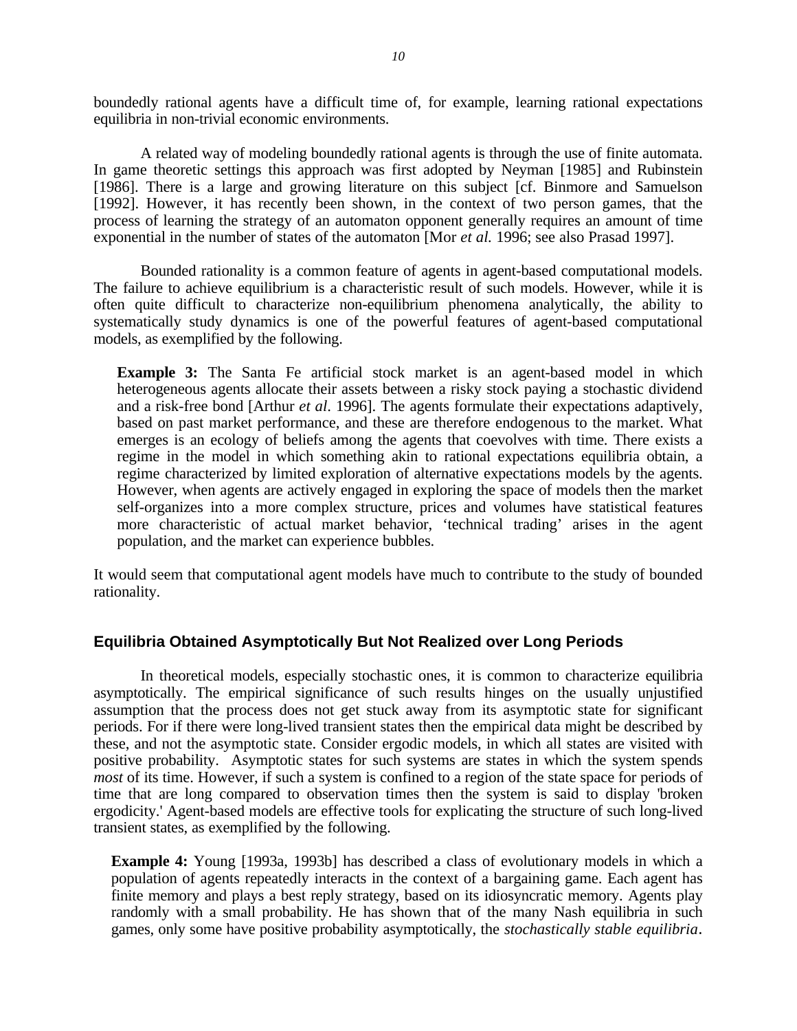boundedly rational agents have a difficult time of, for example, learning rational expectations equilibria in non-trivial economic environments.

A related way of modeling boundedly rational agents is through the use of finite automata. In game theoretic settings this approach was first adopted by Neyman [1985] and Rubinstein [1986]. There is a large and growing literature on this subject [cf. Binmore and Samuelson [1992]. However, it has recently been shown, in the context of two person games, that the process of learning the strategy of an automaton opponent generally requires an amount of time exponential in the number of states of the automaton [Mor *et al.* 1996; see also Prasad 1997].

Bounded rationality is a common feature of agents in agent-based computational models. The failure to achieve equilibrium is a characteristic result of such models. However, while it is often quite difficult to characterize non-equilibrium phenomena analytically, the ability to systematically study dynamics is one of the powerful features of agent-based computational models, as exemplified by the following.

> **Example 3:** The Santa Fe artificial stock market is an agent-based model in which heterogeneous agents allocate their assets between a risky stock paying a stochastic dividend and a risk-free bond [Arthur *et al.* 1996]. The agents formulate their expectations adaptively, based on past market performance, and these are therefore endogenous to the market. What emerges is an ecology of beliefs among the agents that coevolves with time. There exists a regime in the model in which something akin to rational expectations equilibria obtain, a regime characterized by limited exploration of alternative expectations models by the agents. However, when agents are actively engaged in exploring the space of models then the market self-organizes into a more complex structure, prices and volumes have statistical features more characteristic of actual market behavior, 'technical trading' arises in the agent population, and the market can experience bubbles.

It would seem that computational agent models have much to contribute to the study of bounded rationality.

### Equilibria Obtained Asymptotically But Not Realized over Long Periods

In theoretical models, especially stochastic ones, it is common to characterize equilibria asymptotically. The empirical significance of such results hinges on the usually unjustified assumption that the process does not get stuck away from its asymptotic state for significant periods. For if there were long-lived transient states then the empirical data might be described by these, and not the asymptotic state. Consider ergodic models, in which all states are visited with positive probability. Asymptotic states for such systems are states in which the system spends *most* of its time. However, if such a system is confined to a region of the state space for periods of time that are long compared to observation times then the system is said to display 'broken ergodicity.' Agent-based models are effective tools for explicating the structure of such long-lived transient states, as exemplified by the following.

> **Example 4:** Young [1993a, 1993b] has described a class of evolutionary models in which a population of agents repeatedly interacts in the context of a bargaining game. Each agent has finite memory and plays a best reply strategy, based on its idiosyncratic memory. Agents play randomly with a small probability. He has shown that of the many Nash equilibria in such games, only some have positive probability asymptotically, the *stochastically stable equilibria*.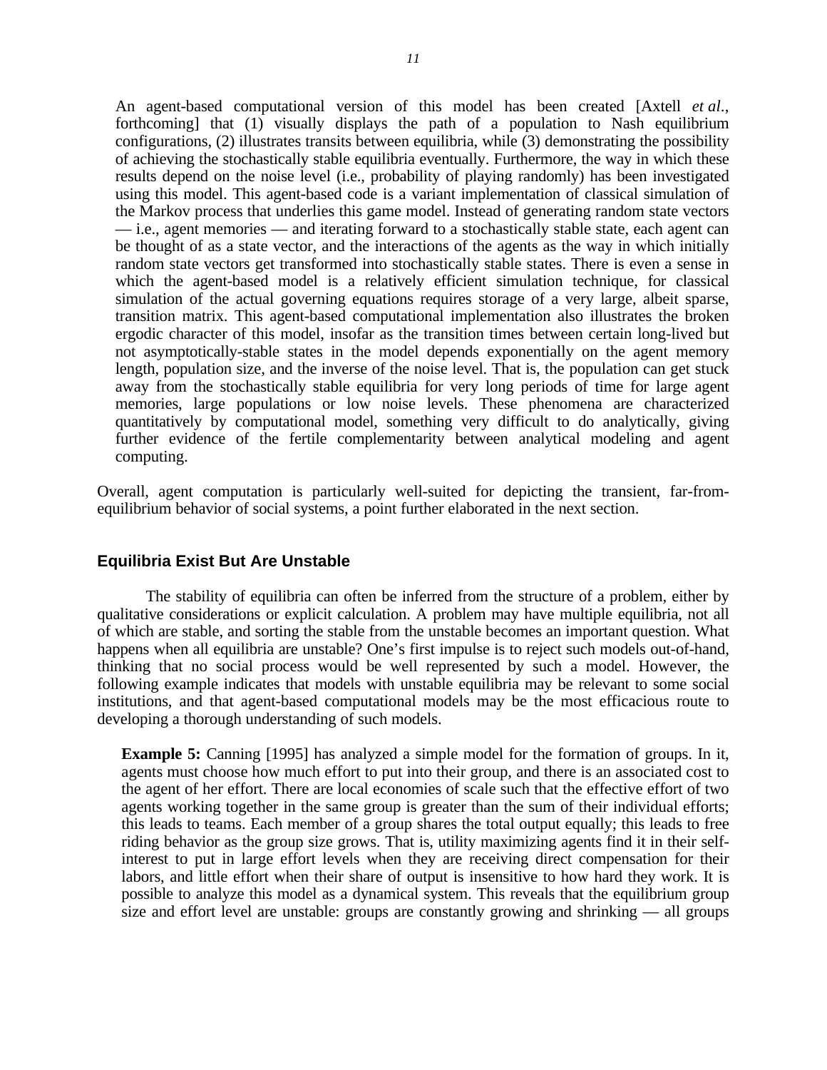An agent-based computational version of this model has been created [Axtell *et al.*, forthcoming] that (1) visually displays the path of a population to Nash equilibrium configurations, (2) illustrates transits between equilibria, while (3) demonstrating the possibility of achieving the stochastically stable equilibria eventually. Furthermore, the way in which these results depend on the noise level (i.e., probability of playing randomly) has been investigated using this model. This agent-based code is a variant implementation of classical simulation of the Markov process that underlies this game model. Instead of generating random state vectors — i.e., agent memories — and iterating forward to a stochastically stable state, each agent can be thought of as a state vector, and the interactions of the agents as the way in which initially random state vectors get transformed into stochastically stable states. There is even a sense in which the agent-based model is a relatively efficient simulation technique, for classical simulation of the actual governing equations requires storage of a very large, albeit sparse, transition matrix. This agent-based computational implementation also illustrates the broken ergodic character of this model, insofar as the transition times between certain long-lived but not asymptotically-stable states in the model depends exponentially on the agent memory length, population size, and the inverse of the noise level. That is, the population can get stuck away from the stochastically stable equilibria for very long periods of time for large agent memories, large populations or low noise levels. These phenomena are characterized quantitatively by computational model, something very difficult to do analytically, giving further evidence of the fertile complementarity between analytical modeling and agent computing.

Overall, agent computation is particularly well-suited for depicting the transient, far-from-equilibrium behavior of social systems, a point further elaborated in the next section.

## Equilibria Exist But Are Unstable

The stability of equilibria can often be inferred from the structure of a problem, either by qualitative considerations or explicit calculation. A problem may have multiple equilibria, not all of which are stable, and sorting the stable from the unstable becomes an important question. What happens when all equilibria are unstable? One's first impulse is to reject such models out-of-hand, thinking that no social process would be well represented by such a model. However, the following example indicates that models with unstable equilibria may be relevant to some social institutions, and that agent-based computational models may be the most efficacious route to developing a thorough understanding of such models.

**Example 5:** Canning [1995] has analyzed a simple model for the formation of groups. In it, agents must choose how much effort to put into their group, and there is an associated cost to the agent of her effort. There are local economies of scale such that the effective effort of two agents working together in the same group is greater than the sum of their individual efforts; this leads to teams. Each member of a group shares the total output equally; this leads to free riding behavior as the group size grows. That is, utility maximizing agents find it in their self-interest to put in large effort levels when they are receiving direct compensation for their labors, and little effort when their share of output is insensitive to how hard they work. It is possible to analyze this model as a dynamical system. This reveals that the equilibrium group size and effort level are unstable: groups are constantly growing and shrinking — all groups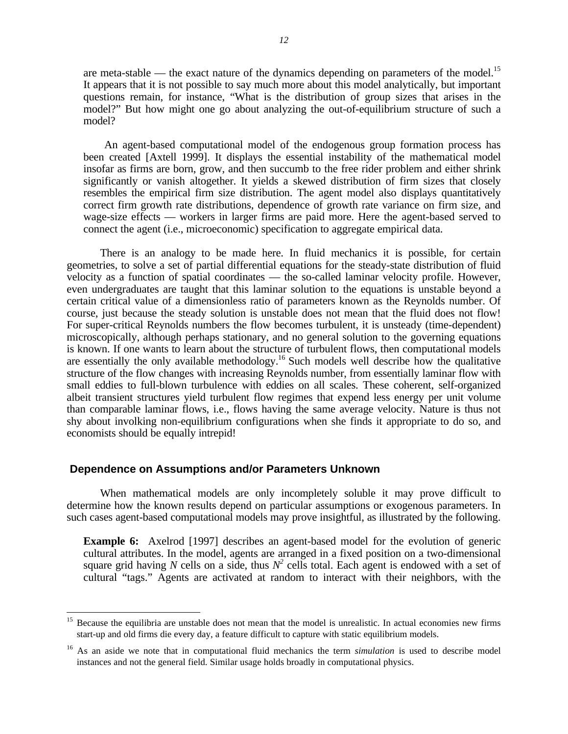are meta-stable — the exact nature of the dynamics depending on parameters of the model.[15] It appears that it is not possible to say much more about this model analytically, but important questions remain, for instance, "What is the distribution of group sizes that arises in the model?" But how might one go about analyzing the out-of-equilibrium structure of such a model?

An agent-based computational model of the endogenous group formation process has been created [Axtell 1999]. It displays the essential instability of the mathematical model insofar as firms are born, grow, and then succumb to the free rider problem and either shrink significantly or vanish altogether. It yields a skewed distribution of firm sizes that closely resembles the empirical firm size distribution. The agent model also displays quantitatively correct firm growth rate distributions, dependence of growth rate variance on firm size, and wage-size effects — workers in larger firms are paid more. Here the agent-based served to connect the agent (i.e., microeconomic) specification to aggregate empirical data.

There is an analogy to be made here. In fluid mechanics it is possible, for certain geometries, to solve a set of partial differential equations for the steady-state distribution of fluid velocity as a function of spatial coordinates — the so-called laminar velocity profile. However, even undergraduates are taught that this laminar solution to the equations is unstable beyond a certain critical value of a dimensionless ratio of parameters known as the Reynolds number. Of course, just because the steady solution is unstable does not mean that the fluid does not flow! For super-critical Reynolds numbers the flow becomes turbulent, it is unsteady (time-dependent) microscopically, although perhaps stationary, and no general solution to the governing equations is known. If one wants to learn about the structure of turbulent flows, then computational models are essentially the only available methodology.[16] Such models well describe how the qualitative structure of the flow changes with increasing Reynolds number, from essentially laminar flow with small eddies to full-blown turbulence with eddies on all scales. These coherent, self-organized albeit transient structures yield turbulent flow regimes that expend less energy per unit volume than comparable laminar flows, i.e., flows having the same average velocity. Nature is thus not shy about involking non-equilibrium configurations when she finds it appropriate to do so, and economists should be equally intrepid!

## Dependence on Assumptions and/or Parameters Unknown

When mathematical models are only incompletely soluble it may prove difficult to determine how the known results depend on particular assumptions or exogenous parameters. In such cases agent-based computational models may prove insightful, as illustrated by the following.

**Example 6:** Axelrod [1997] describes an agent-based model for the evolution of generic cultural attributes. In the model, agents are arranged in a fixed position on a two-dimensional square grid having $N$ cells on a side, thus $N^2$ cells total. Each agent is endowed with a set of cultural "tags." Agents are activated at random to interact with their neighbors, with the

---

[15] Because the equilibria are unstable does not mean that the model is unrealistic. In actual economies new firms start-up and old firms die every day, a feature difficult to capture with static equilibrium models.

[16] As an aside we note that in computational fluid mechanics the term *simulation* is used to describe model instances and not the general field. Similar usage holds broadly in computational physics.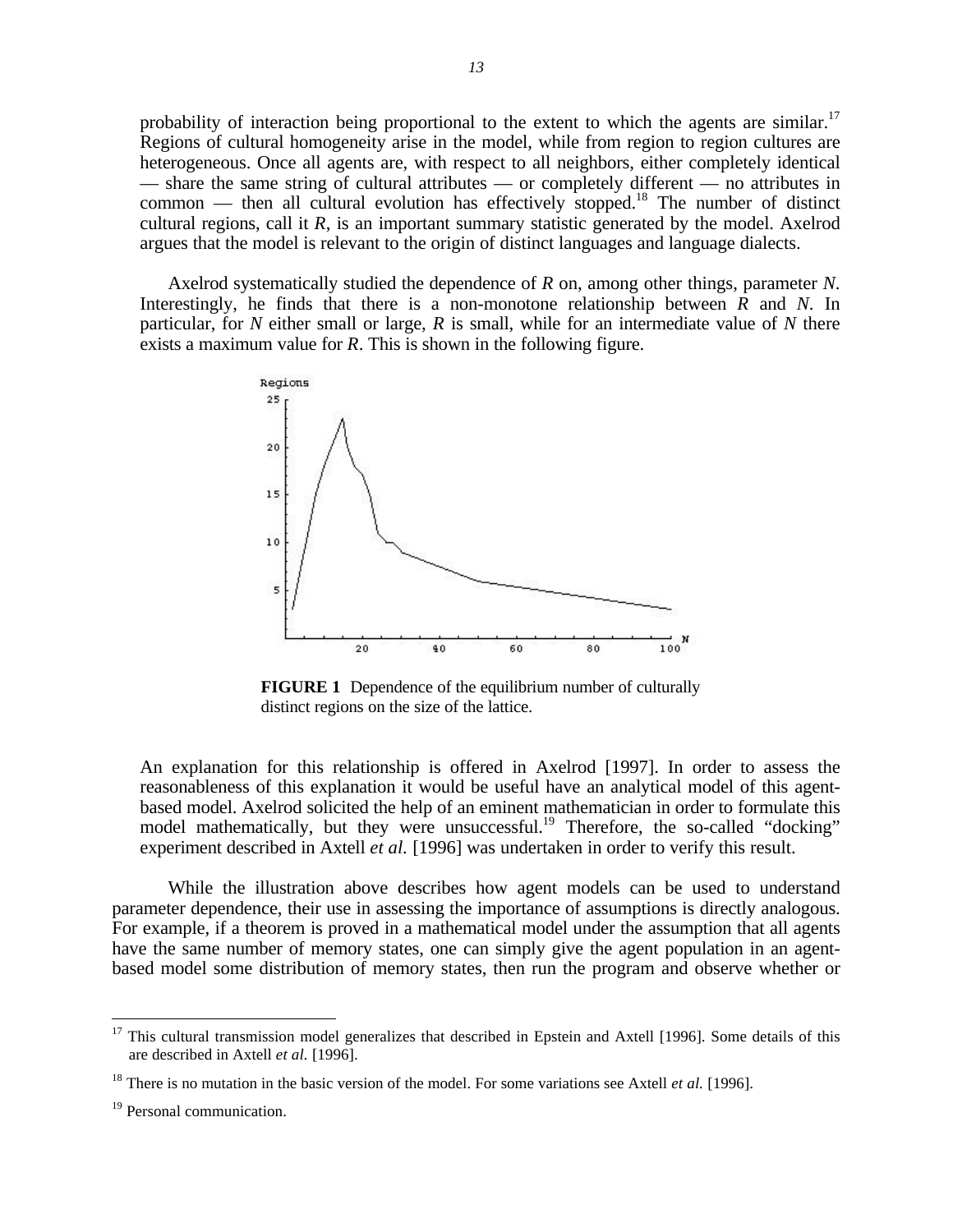probability of interaction being proportional to the extent to which the agents are similar.[17] Regions of cultural homogeneity arise in the model, while from region to region cultures are heterogeneous. Once all agents are, with respect to all neighbors, either completely identical — share the same string of cultural attributes — or completely different — no attributes in common — then all cultural evolution has effectively stopped.[18] The number of distinct cultural regions, call it *R*, is an important summary statistic generated by the model. Axelrod argues that the model is relevant to the origin of distinct languages and language dialects.

Axelrod systematically studied the dependence of *R* on, among other things, parameter *N*. Interestingly, he finds that there is a non-monotone relationship between *R* and *N*. In particular, for *N* either small or large, *R* is small, while for an intermediate value of *N* there exists a maximum value for *R*. This is shown in the following figure.

**FIGURE 1** Dependence of the equilibrium number of culturally distinct regions on the size of the lattice.

An explanation for this relationship is offered in Axelrod [1997]. In order to assess the reasonableness of this explanation it would be useful have an analytical model of this agent-based model. Axelrod solicited the help of an eminent mathematician in order to formulate this model mathematically, but they were unsuccessful.[19] Therefore, the so-called "docking" experiment described in Axtell *et al.* [1996] was undertaken in order to verify this result.

While the illustration above describes how agent models can be used to understand parameter dependence, their use in assessing the importance of assumptions is directly analogous. For example, if a theorem is proved in a mathematical model under the assumption that all agents have the same number of memory states, one can simply give the agent population in an agent-based model some distribution of memory states, then run the program and observe whether or

---

[17] This cultural transmission model generalizes that described in Epstein and Axtell [1996]. Some details of this are described in Axtell *et al.* [1996].

[18] There is no mutation in the basic version of the model. For some variations see Axtell *et al.* [1996].

[19] Personal communication.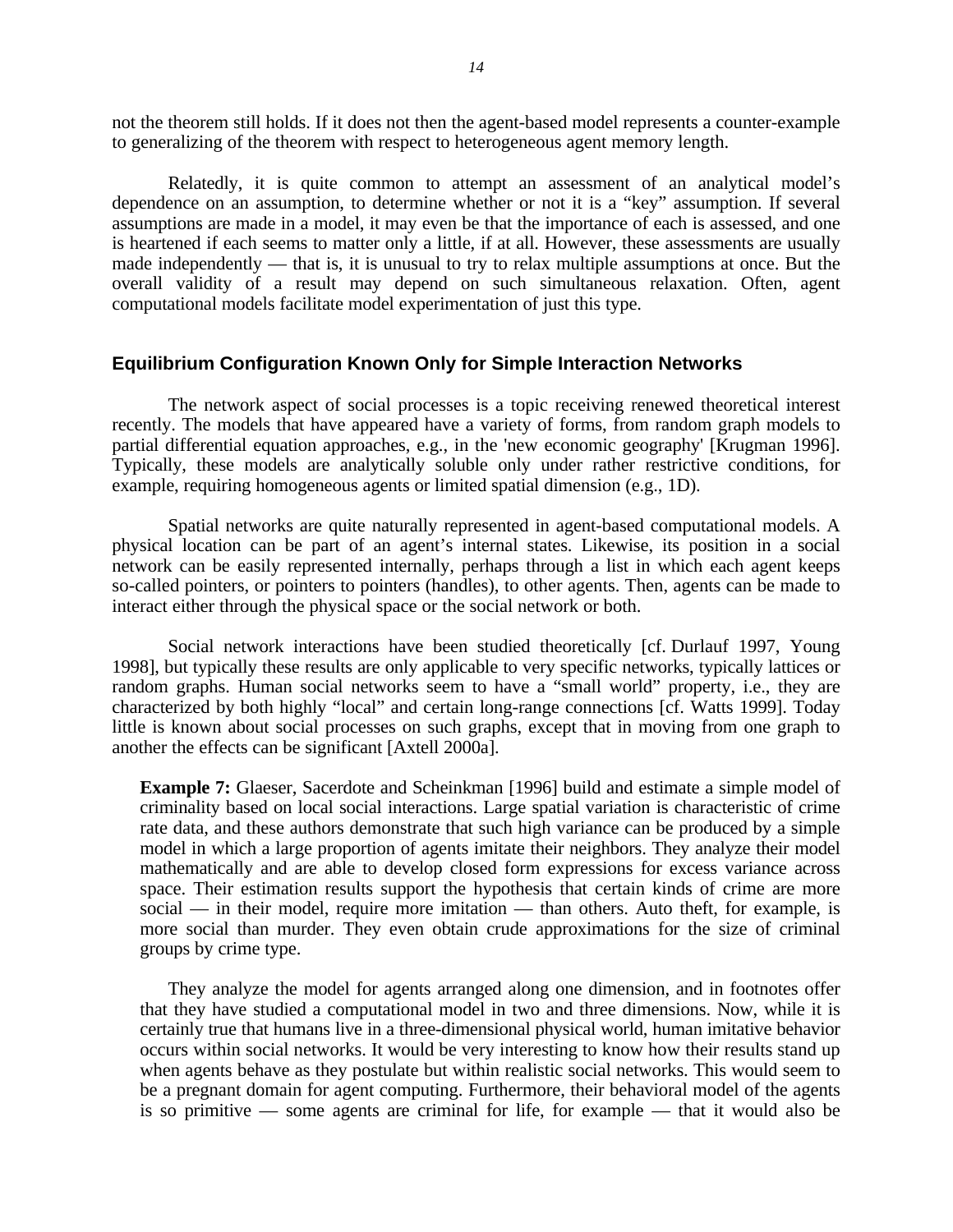not the theorem still holds. If it does not then the agent-based model represents a counter-example to generalizing of the theorem with respect to heterogeneous agent memory length.

Relatedly, it is quite common to attempt an assessment of an analytical model's dependence on an assumption, to determine whether or not it is a "key" assumption. If several assumptions are made in a model, it may even be that the importance of each is assessed, and one is heartened if each seems to matter only a little, if at all. However, these assessments are usually made independently — that is, it is unusual to try to relax multiple assumptions at once. But the overall validity of a result may depend on such simultaneous relaxation. Often, agent computational models facilitate model experimentation of just this type.

## Equilibrium Configuration Known Only for Simple Interaction Networks

The network aspect of social processes is a topic receiving renewed theoretical interest recently. The models that have appeared have a variety of forms, from random graph models to partial differential equation approaches, e.g., in the 'new economic geography' [Krugman 1996]. Typically, these models are analytically soluble only under rather restrictive conditions, for example, requiring homogeneous agents or limited spatial dimension (e.g., 1D).

Spatial networks are quite naturally represented in agent-based computational models. A physical location can be part of an agent's internal states. Likewise, its position in a social network can be easily represented internally, perhaps through a list in which each agent keeps so-called pointers, or pointers to pointers (handles), to other agents. Then, agents can be made to interact either through the physical space or the social network or both.

Social network interactions have been studied theoretically [cf. Durlauf 1997, Young 1998], but typically these results are only applicable to very specific networks, typically lattices or random graphs. Human social networks seem to have a "small world" property, i.e., they are characterized by both highly "local" and certain long-range connections [cf. Watts 1999]. Today little is known about social processes on such graphs, except that in moving from one graph to another the effects can be significant [Axtell 2000a].

> **Example 7:** Glaeser, Sacerdote and Scheinkman [1996] build and estimate a simple model of criminality based on local social interactions. Large spatial variation is characteristic of crime rate data, and these authors demonstrate that such high variance can be produced by a simple model in which a large proportion of agents imitate their neighbors. They analyze their model mathematically and are able to develop closed form expressions for excess variance across space. Their estimation results support the hypothesis that certain kinds of crime are more social — in their model, require more imitation — than others. Auto theft, for example, is more social than murder. They even obtain crude approximations for the size of criminal groups by crime type.
>
> They analyze the model for agents arranged along one dimension, and in footnotes offer that they have studied a computational model in two and three dimensions. Now, while it is certainly true that humans live in a three-dimensional physical world, human imitative behavior occurs within social networks. It would be very interesting to know how their results stand up when agents behave as they postulate but within realistic social networks. This would seem to be a pregnant domain for agent computing. Furthermore, their behavioral model of the agents is so primitive — some agents are criminal for life, for example — that it would also be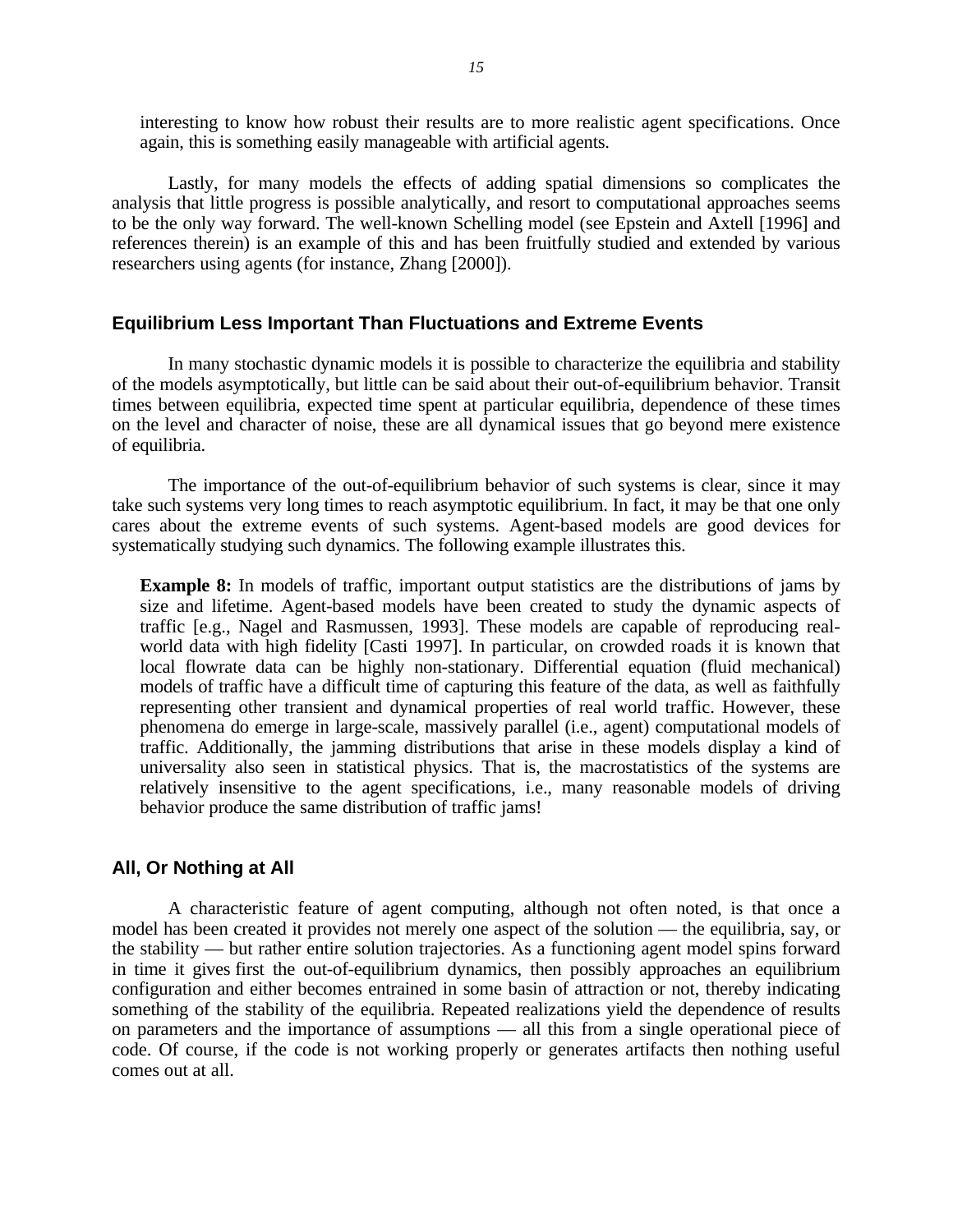interesting to know how robust their results are to more realistic agent specifications. Once again, this is something easily manageable with artificial agents.

Lastly, for many models the effects of adding spatial dimensions so complicates the analysis that little progress is possible analytically, and resort to computational approaches seems to be the only way forward. The well-known Schelling model (see Epstein and Axtell [1996] and references therein) is an example of this and has been fruitfully studied and extended by various researchers using agents (for instance, Zhang [2000]).

### Equilibrium Less Important Than Fluctuations and Extreme Events

In many stochastic dynamic models it is possible to characterize the equilibria and stability of the models asymptotically, but little can be said about their out-of-equilibrium behavior. Transit times between equilibria, expected time spent at particular equilibria, dependence of these times on the level and character of noise, these are all dynamical issues that go beyond mere existence of equilibria.

The importance of the out-of-equilibrium behavior of such systems is clear, since it may take such systems very long times to reach asymptotic equilibrium. In fact, it may be that one only cares about the extreme events of such systems. Agent-based models are good devices for systematically studying such dynamics. The following example illustrates this.

**Example 8:** In models of traffic, important output statistics are the distributions of jams by size and lifetime. Agent-based models have been created to study the dynamic aspects of traffic [e.g., Nagel and Rasmussen, 1993]. These models are capable of reproducing real-world data with high fidelity [Casti 1997]. In particular, on crowded roads it is known that local flowrate data can be highly non-stationary. Differential equation (fluid mechanical) models of traffic have a difficult time of capturing this feature of the data, as well as faithfully representing other transient and dynamical properties of real world traffic. However, these phenomena do emerge in large-scale, massively parallel (i.e., agent) computational models of traffic. Additionally, the jamming distributions that arise in these models display a kind of universality also seen in statistical physics. That is, the macrostatistics of the systems are relatively insensitive to the agent specifications, i.e., many reasonable models of driving behavior produce the same distribution of traffic jams!

### All, Or Nothing at All

A characteristic feature of agent computing, although not often noted, is that once a model has been created it provides not merely one aspect of the solution — the equilibria, say, or the stability — but rather entire solution trajectories. As a functioning agent model spins forward in time it gives first the out-of-equilibrium dynamics, then possibly approaches an equilibrium configuration and either becomes entrained in some basin of attraction or not, thereby indicating something of the stability of the equilibria. Repeated realizations yield the dependence of results on parameters and the importance of assumptions — all this from a single operational piece of code. Of course, if the code is not working properly or generates artifacts then nothing useful comes out at all.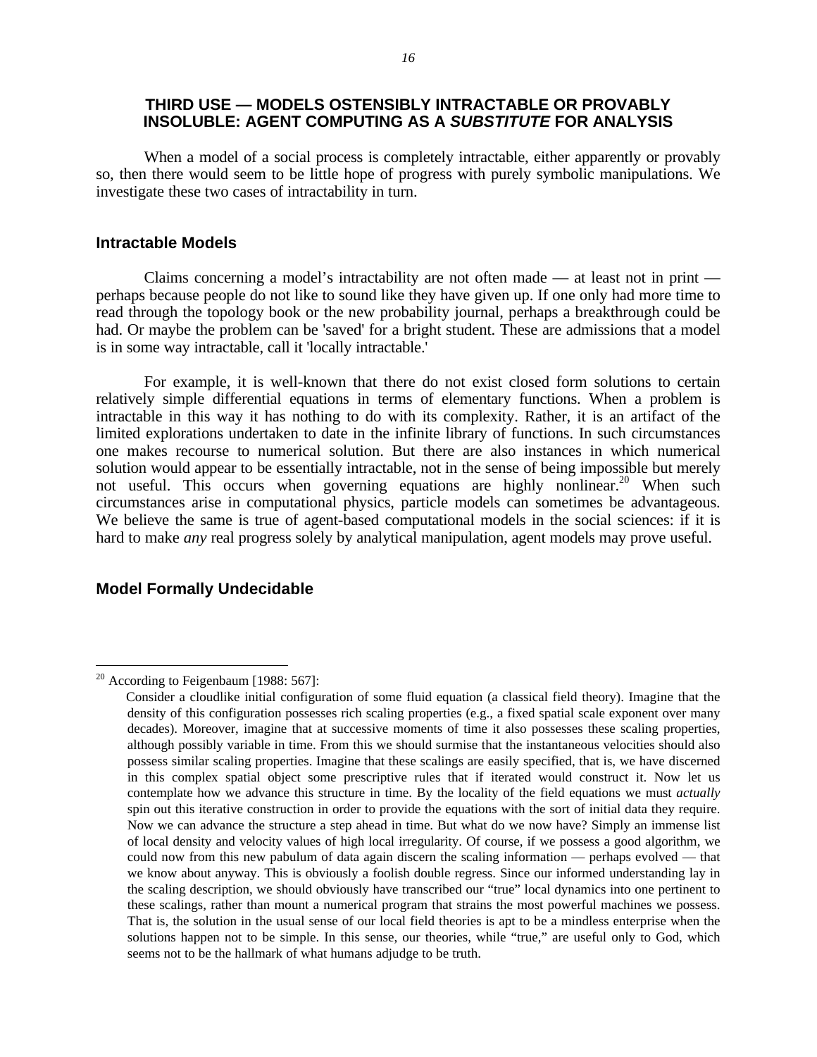## THIRD USE — MODELS OSTENSIBLY INTRACTABLE OR PROVABLY INSOLUBLE: AGENT COMPUTING AS A *SUBSTITUTE* FOR ANALYSIS

When a model of a social process is completely intractable, either apparently or provably so, then there would seem to be little hope of progress with purely symbolic manipulations. We investigate these two cases of intractability in turn.

### Intractable Models

Claims concerning a model's intractability are not often made — at least not in print — perhaps because people do not like to sound like they have given up. If one only had more time to read through the topology book or the new probability journal, perhaps a breakthrough could be had. Or maybe the problem can be 'saved' for a bright student. These are admissions that a model is in some way intractable, call it 'locally intractable.'

For example, it is well-known that there do not exist closed form solutions to certain relatively simple differential equations in terms of elementary functions. When a problem is intractable in this way it has nothing to do with its complexity. Rather, it is an artifact of the limited explorations undertaken to date in the infinite library of functions. In such circumstances one makes recourse to numerical solution. But there are also instances in which numerical solution would appear to be essentially intractable, not in the sense of being impossible but merely not useful. This occurs when governing equations are highly nonlinear.[20] When such circumstances arise in computational physics, particle models can sometimes be advantageous. We believe the same is true of agent-based computational models in the social sciences: if it is hard to make *any* real progress solely by analytical manipulation, agent models may prove useful.

### Model Formally Undecidable

---

[20] According to Feigenbaum [1988: 567]:

> Consider a cloudlike initial configuration of some fluid equation (a classical field theory). Imagine that the density of this configuration possesses rich scaling properties (e.g., a fixed spatial scale exponent over many decades). Moreover, imagine that at successive moments of time it also possesses these scaling properties, although possibly variable in time. From this we should surmise that the instantaneous velocities should also possess similar scaling properties. Imagine that these scalings are easily specified, that is, we have discerned in this complex spatial object some prescriptive rules that if iterated would construct it. Now let us contemplate how we advance this structure in time. By the locality of the field equations we must *actually* spin out this iterative construction in order to provide the equations with the sort of initial data they require. Now we can advance the structure a step ahead in time. But what do we now have? Simply an immense list of local density and velocity values of high local irregularity. Of course, if we possess a good algorithm, we could now from this new pabulum of data again discern the scaling information — perhaps evolved — that we know about anyway. This is obviously a foolish double regress. Since our informed understanding lay in the scaling description, we should obviously have transcribed our "true" local dynamics into one pertinent to these scalings, rather than mount a numerical program that strains the most powerful machines we possess. That is, the solution in the usual sense of our local field theories is apt to be a mindless enterprise when the solutions happen not to be simple. In this sense, our theories, while "true," are useful only to God, which seems not to be the hallmark of what humans adjudge to be truth.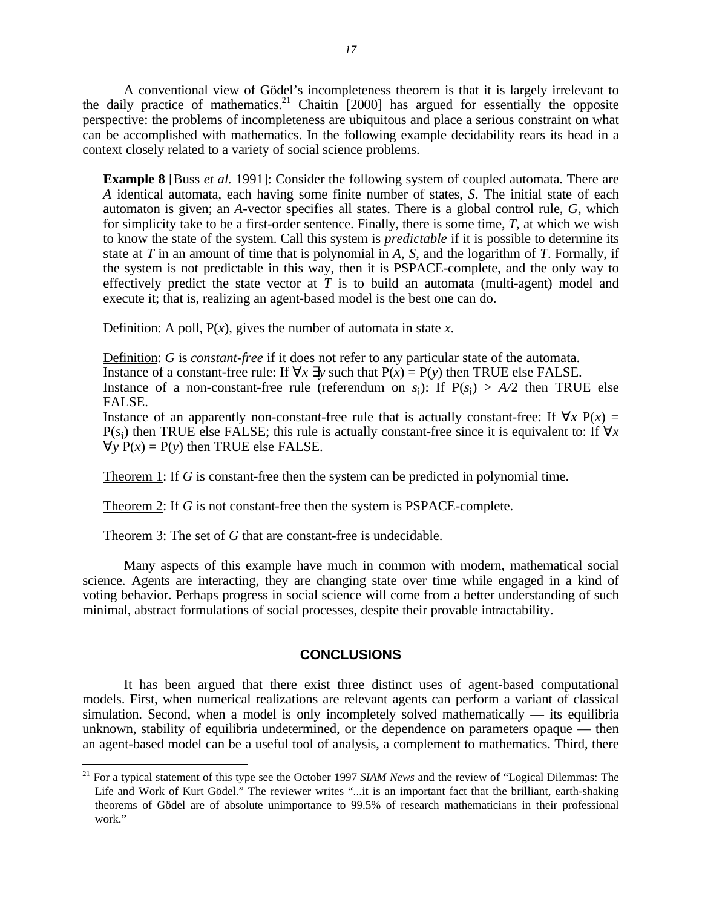A conventional view of Gödel's incompleteness theorem is that it is largely irrelevant to the daily practice of mathematics.[21] Chaitin [2000] has argued for essentially the opposite perspective: the problems of incompleteness are ubiquitous and place a serious constraint on what can be accomplished with mathematics. In the following example decidability rears its head in a context closely related to a variety of social science problems.

> **Example 8** [Buss *et al.* 1991]: Consider the following system of coupled automata. There are $A$ identical automata, each having some finite number of states, $S$. The initial state of each automaton is given; an $A$-vector specifies all states. There is a global control rule, $G$, which for simplicity take to be a first-order sentence. Finally, there is some time, $T$, at which we wish to know the state of the system. Call this system is *predictable* if it is possible to determine its state at $T$ in an amount of time that is polynomial in $A$, $S$, and the logarithm of $T$. Formally, if the system is not predictable in this way, then it is PSPACE-complete, and the only way to effectively predict the state vector at $T$ is to build an automata (multi-agent) model and execute it; that is, realizing an agent-based model is the best one can do.
>
> Definition: A poll, $P(x)$, gives the number of automata in state $x$.
>
> Definition: $G$ is *constant-free* if it does not refer to any particular state of the automata.
> Instance of a constant-free rule: If $\forall x\ \exists y$ such that $P(x) = P(y)$ then TRUE else FALSE.
> Instance of a non-constant-free rule (referendum on $s_i$): If $P(s_i) > A/2$ then TRUE else FALSE.
> Instance of an apparently non-constant-free rule that is actually constant-free: If $\forall x\ P(x) = P(s_i)$ then TRUE else FALSE; this rule is actually constant-free since it is equivalent to: If $\forall x\ \forall y\ P(x) = P(y)$ then TRUE else FALSE.
>
> Theorem 1: If $G$ is constant-free then the system can be predicted in polynomial time.
>
> Theorem 2: If $G$ is not constant-free then the system is PSPACE-complete.
>
> Theorem 3: The set of $G$ that are constant-free is undecidable.

Many aspects of this example have much in common with modern, mathematical social science. Agents are interacting, they are changing state over time while engaged in a kind of voting behavior. Perhaps progress in social science will come from a better understanding of such minimal, abstract formulations of social processes, despite their provable intractability.

## CONCLUSIONS

It has been argued that there exist three distinct uses of agent-based computational models. First, when numerical realizations are relevant agents can perform a variant of classical simulation. Second, when a model is only incompletely solved mathematically — its equilibria unknown, stability of equilibria undetermined, or the dependence on parameters opaque — then an agent-based model can be a useful tool of analysis, a complement to mathematics. Third, there

---

[21] For a typical statement of this type see the October 1997 *SIAM News* and the review of "Logical Dilemmas: The Life and Work of Kurt Gödel." The reviewer writes "...it is an important fact that the brilliant, earth-shaking theorems of Gödel are of absolute unimportance to 99.5% of research mathematicians in their professional work."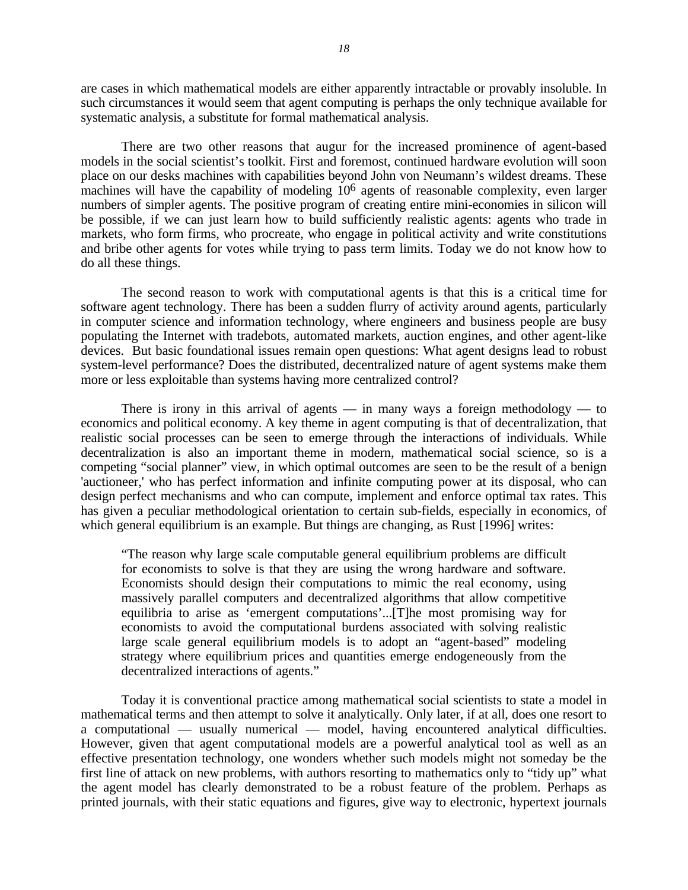are cases in which mathematical models are either apparently intractable or provably insoluble. In such circumstances it would seem that agent computing is perhaps the only technique available for systematic analysis, a substitute for formal mathematical analysis.

There are two other reasons that augur for the increased prominence of agent-based models in the social scientist's toolkit. First and foremost, continued hardware evolution will soon place on our desks machines with capabilities beyond John von Neumann's wildest dreams. These machines will have the capability of modeling $10^6$ agents of reasonable complexity, even larger numbers of simpler agents. The positive program of creating entire mini-economies in silicon will be possible, if we can just learn how to build sufficiently realistic agents: agents who trade in markets, who form firms, who procreate, who engage in political activity and write constitutions and bribe other agents for votes while trying to pass term limits. Today we do not know how to do all these things.

The second reason to work with computational agents is that this is a critical time for software agent technology. There has been a sudden flurry of activity around agents, particularly in computer science and information technology, where engineers and business people are busy populating the Internet with tradebots, automated markets, auction engines, and other agent-like devices. But basic foundational issues remain open questions: What agent designs lead to robust system-level performance? Does the distributed, decentralized nature of agent systems make them more or less exploitable than systems having more centralized control?

There is irony in this arrival of agents — in many ways a foreign methodology — to economics and political economy. A key theme in agent computing is that of decentralization, that realistic social processes can be seen to emerge through the interactions of individuals. While decentralization is also an important theme in modern, mathematical social science, so is a competing "social planner" view, in which optimal outcomes are seen to be the result of a benign 'auctioneer,' who has perfect information and infinite computing power at its disposal, who can design perfect mechanisms and who can compute, implement and enforce optimal tax rates. This has given a peculiar methodological orientation to certain sub-fields, especially in economics, of which general equilibrium is an example. But things are changing, as Rust [1996] writes:

> "The reason why large scale computable general equilibrium problems are difficult for economists to solve is that they are using the wrong hardware and software. Economists should design their computations to mimic the real economy, using massively parallel computers and decentralized algorithms that allow competitive equilibria to arise as 'emergent computations'...[T]he most promising way for economists to avoid the computational burdens associated with solving realistic large scale general equilibrium models is to adopt an "agent-based" modeling strategy where equilibrium prices and quantities emerge endogeneously from the decentralized interactions of agents."

Today it is conventional practice among mathematical social scientists to state a model in mathematical terms and then attempt to solve it analytically. Only later, if at all, does one resort to a computational — usually numerical — model, having encountered analytical difficulties. However, given that agent computational models are a powerful analytical tool as well as an effective presentation technology, one wonders whether such models might not someday be the first line of attack on new problems, with authors resorting to mathematics only to "tidy up" what the agent model has clearly demonstrated to be a robust feature of the problem. Perhaps as printed journals, with their static equations and figures, give way to electronic, hypertext journals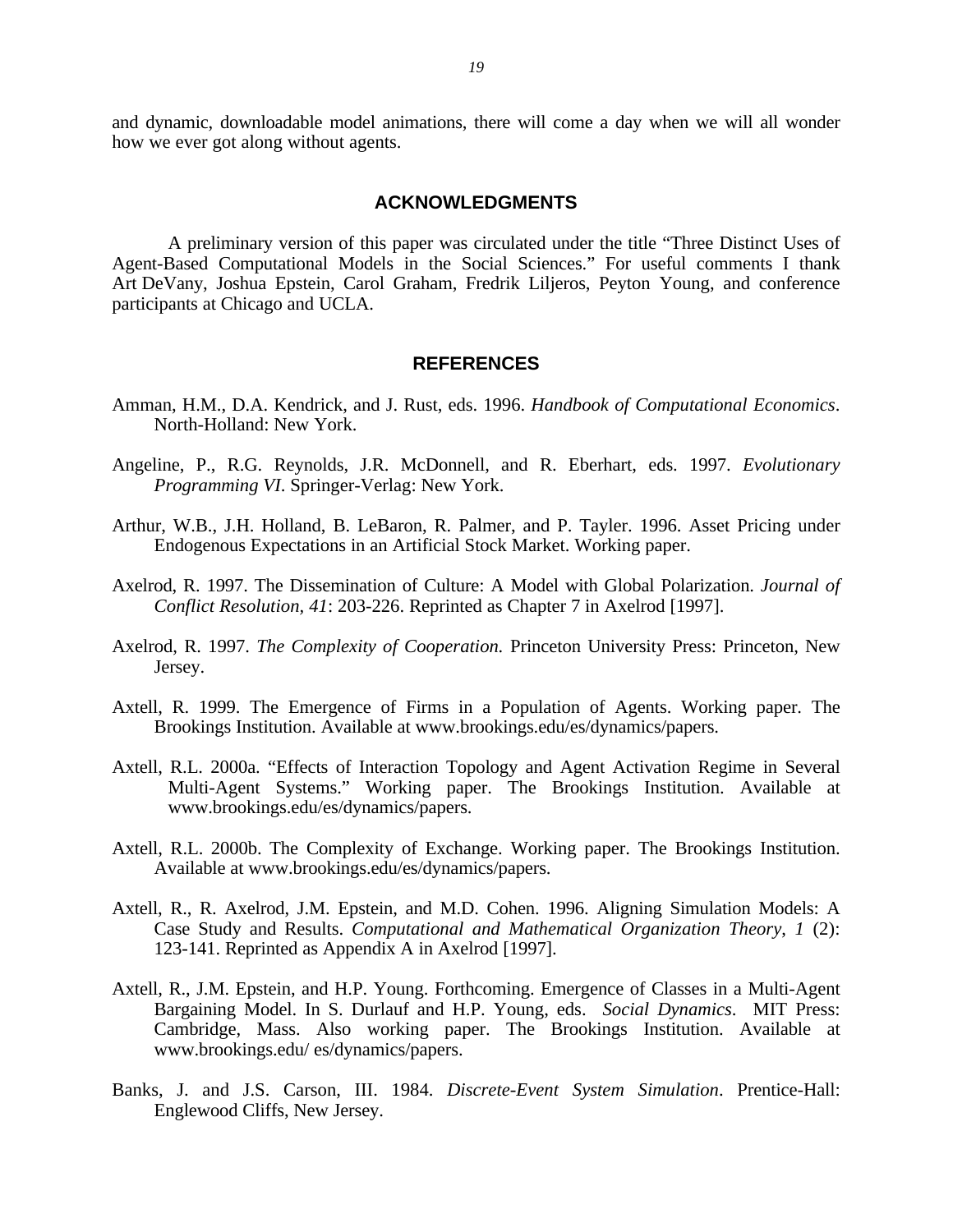and dynamic, downloadable model animations, there will come a day when we will all wonder how we ever got along without agents.

## ACKNOWLEDGMENTS

A preliminary version of this paper was circulated under the title "Three Distinct Uses of Agent-Based Computational Models in the Social Sciences." For useful comments I thank Art DeVany, Joshua Epstein, Carol Graham, Fredrik Liljeros, Peyton Young, and conference participants at Chicago and UCLA.

## REFERENCES

Amman, H.M., D.A. Kendrick, and J. Rust, eds. 1996. *Handbook of Computational Economics*. North-Holland: New York.

Angeline, P., R.G. Reynolds, J.R. McDonnell, and R. Eberhart, eds. 1997. *Evolutionary Programming VI*. Springer-Verlag: New York.

Arthur, W.B., J.H. Holland, B. LeBaron, R. Palmer, and P. Tayler. 1996. Asset Pricing under Endogenous Expectations in an Artificial Stock Market. Working paper.

Axelrod, R. 1997. The Dissemination of Culture: A Model with Global Polarization. *Journal of Conflict Resolution, 41*: 203-226. Reprinted as Chapter 7 in Axelrod [1997].

Axelrod, R. 1997. *The Complexity of Cooperation.* Princeton University Press: Princeton, New Jersey.

Axtell, R. 1999. The Emergence of Firms in a Population of Agents. Working paper. The Brookings Institution. Available at www.brookings.edu/es/dynamics/papers.

Axtell, R.L. 2000a. "Effects of Interaction Topology and Agent Activation Regime in Several Multi-Agent Systems." Working paper. The Brookings Institution. Available at www.brookings.edu/es/dynamics/papers.

Axtell, R.L. 2000b. The Complexity of Exchange. Working paper. The Brookings Institution. Available at www.brookings.edu/es/dynamics/papers.

Axtell, R., R. Axelrod, J.M. Epstein, and M.D. Cohen. 1996. Aligning Simulation Models: A Case Study and Results. *Computational and Mathematical Organization Theory, 1* (2): 123-141. Reprinted as Appendix A in Axelrod [1997].

Axtell, R., J.M. Epstein, and H.P. Young. Forthcoming. Emergence of Classes in a Multi-Agent Bargaining Model. In S. Durlauf and H.P. Young, eds. *Social Dynamics*. MIT Press: Cambridge, Mass. Also working paper. The Brookings Institution. Available at www.brookings.edu/ es/dynamics/papers.

Banks, J. and J.S. Carson, III. 1984. *Discrete-Event System Simulation*. Prentice-Hall: Englewood Cliffs, New Jersey.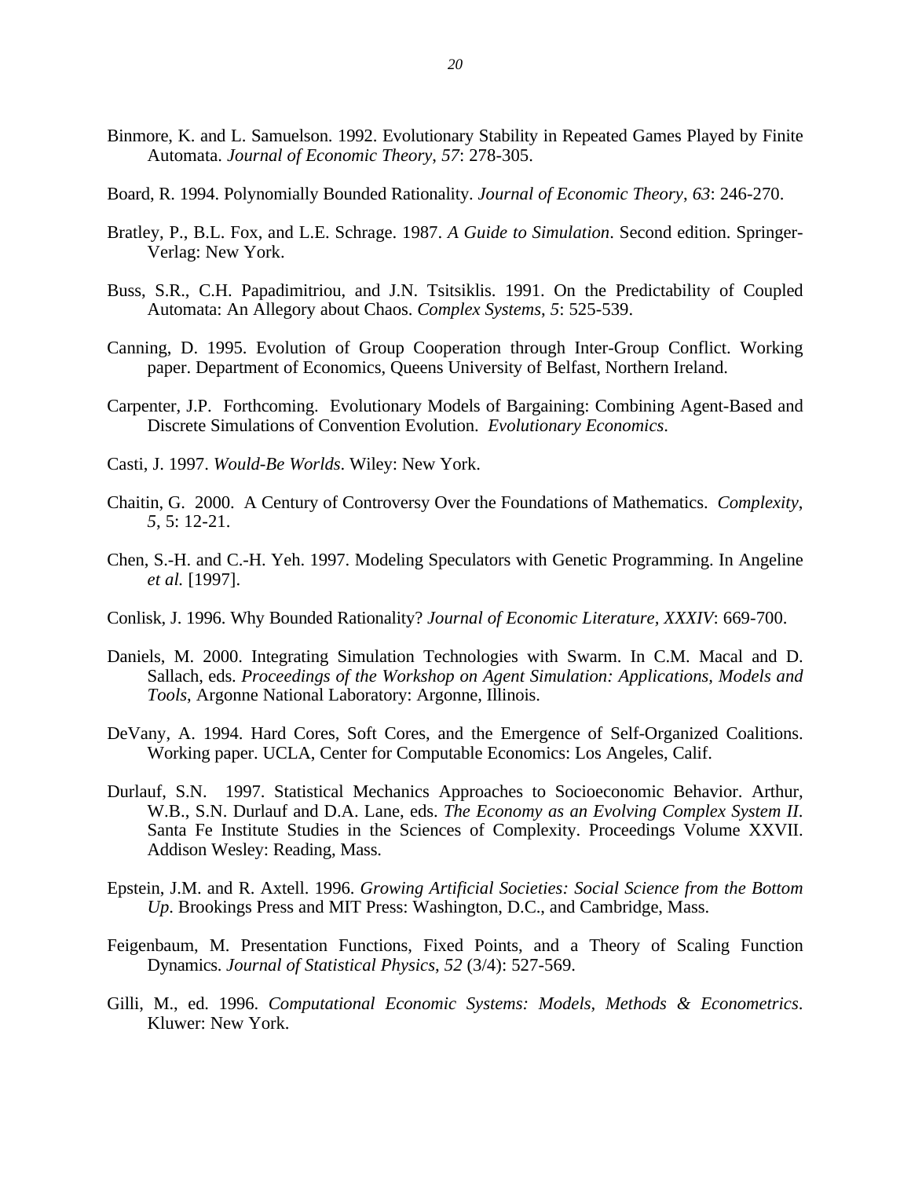Binmore, K. and L. Samuelson. 1992. Evolutionary Stability in Repeated Games Played by Finite Automata. *Journal of Economic Theory*, *57*: 278-305.

Board, R. 1994. Polynomially Bounded Rationality. *Journal of Economic Theory*, *63*: 246-270.

Bratley, P., B.L. Fox, and L.E. Schrage. 1987. *A Guide to Simulation*. Second edition. Springer-Verlag: New York.

Buss, S.R., C.H. Papadimitriou, and J.N. Tsitsiklis. 1991. On the Predictability of Coupled Automata: An Allegory about Chaos. *Complex Systems*, *5*: 525-539.

Canning, D. 1995. Evolution of Group Cooperation through Inter-Group Conflict. Working paper. Department of Economics, Queens University of Belfast, Northern Ireland.

Carpenter, J.P. Forthcoming. Evolutionary Models of Bargaining: Combining Agent-Based and Discrete Simulations of Convention Evolution. *Evolutionary Economics*.

Casti, J. 1997. *Would-Be Worlds*. Wiley: New York.

Chaitin, G. 2000. A Century of Controversy Over the Foundations of Mathematics. *Complexity*, *5*, 5: 12-21.

Chen, S.-H. and C.-H. Yeh. 1997. Modeling Speculators with Genetic Programming. In Angeline *et al.* [1997].

Conlisk, J. 1996. Why Bounded Rationality? *Journal of Economic Literature, XXXIV*: 669-700.

Daniels, M. 2000. Integrating Simulation Technologies with Swarm. In C.M. Macal and D. Sallach, eds. *Proceedings of the Workshop on Agent Simulation: Applications, Models and Tools*, Argonne National Laboratory: Argonne, Illinois.

DeVany, A. 1994. Hard Cores, Soft Cores, and the Emergence of Self-Organized Coalitions. Working paper. UCLA, Center for Computable Economics: Los Angeles, Calif.

Durlauf, S.N. 1997. Statistical Mechanics Approaches to Socioeconomic Behavior. Arthur, W.B., S.N. Durlauf and D.A. Lane, eds. *The Economy as an Evolving Complex System II*. Santa Fe Institute Studies in the Sciences of Complexity. Proceedings Volume XXVII. Addison Wesley: Reading, Mass.

Epstein, J.M. and R. Axtell. 1996. *Growing Artificial Societies: Social Science from the Bottom Up*. Brookings Press and MIT Press: Washington, D.C., and Cambridge, Mass.

Feigenbaum, M. Presentation Functions, Fixed Points, and a Theory of Scaling Function Dynamics. *Journal of Statistical Physics*, *52* (3/4): 527-569.

Gilli, M., ed. 1996. *Computational Economic Systems: Models, Methods & Econometrics*. Kluwer: New York.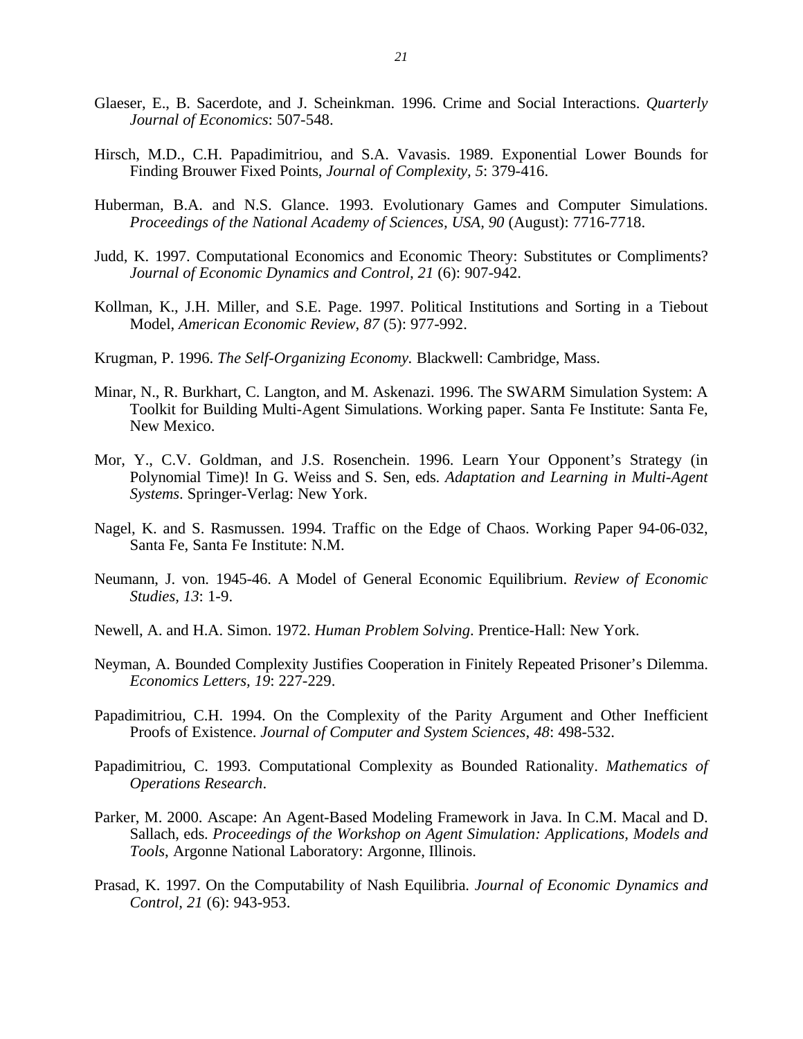Glaeser, E., B. Sacerdote, and J. Scheinkman. 1996. Crime and Social Interactions. *Quarterly Journal of Economics*: 507-548.

Hirsch, M.D., C.H. Papadimitriou, and S.A. Vavasis. 1989. Exponential Lower Bounds for Finding Brouwer Fixed Points, *Journal of Complexity, 5*: 379-416.

Huberman, B.A. and N.S. Glance. 1993. Evolutionary Games and Computer Simulations. *Proceedings of the National Academy of Sciences, USA, 90* (August): 7716-7718.

Judd, K. 1997. Computational Economics and Economic Theory: Substitutes or Compliments? *Journal of Economic Dynamics and Control, 21* (6): 907-942.

Kollman, K., J.H. Miller, and S.E. Page. 1997. Political Institutions and Sorting in a Tiebout Model, *American Economic Review, 87* (5): 977-992.

Krugman, P. 1996. *The Self-Organizing Economy.* Blackwell: Cambridge, Mass.

Minar, N., R. Burkhart, C. Langton, and M. Askenazi. 1996. The SWARM Simulation System: A Toolkit for Building Multi-Agent Simulations. Working paper. Santa Fe Institute: Santa Fe, New Mexico.

Mor, Y., C.V. Goldman, and J.S. Rosenchein. 1996. Learn Your Opponent's Strategy (in Polynomial Time)! In G. Weiss and S. Sen, eds. *Adaptation and Learning in Multi-Agent Systems*. Springer-Verlag: New York.

Nagel, K. and S. Rasmussen. 1994. Traffic on the Edge of Chaos. Working Paper 94-06-032, Santa Fe, Santa Fe Institute: N.M.

Neumann, J. von. 1945-46. A Model of General Economic Equilibrium. *Review of Economic Studies, 13*: 1-9.

Newell, A. and H.A. Simon. 1972. *Human Problem Solving*. Prentice-Hall: New York.

Neyman, A. Bounded Complexity Justifies Cooperation in Finitely Repeated Prisoner's Dilemma. *Economics Letters, 19*: 227-229.

Papadimitriou, C.H. 1994. On the Complexity of the Parity Argument and Other Inefficient Proofs of Existence. *Journal of Computer and System Sciences, 48*: 498-532.

Papadimitriou, C. 1993. Computational Complexity as Bounded Rationality. *Mathematics of Operations Research*.

Parker, M. 2000. Ascape: An Agent-Based Modeling Framework in Java. In C.M. Macal and D. Sallach, eds. *Proceedings of the Workshop on Agent Simulation: Applications, Models and Tools*, Argonne National Laboratory: Argonne, Illinois.

Prasad, K. 1997. On the Computability of Nash Equilibria. *Journal of Economic Dynamics and Control, 21* (6): 943-953.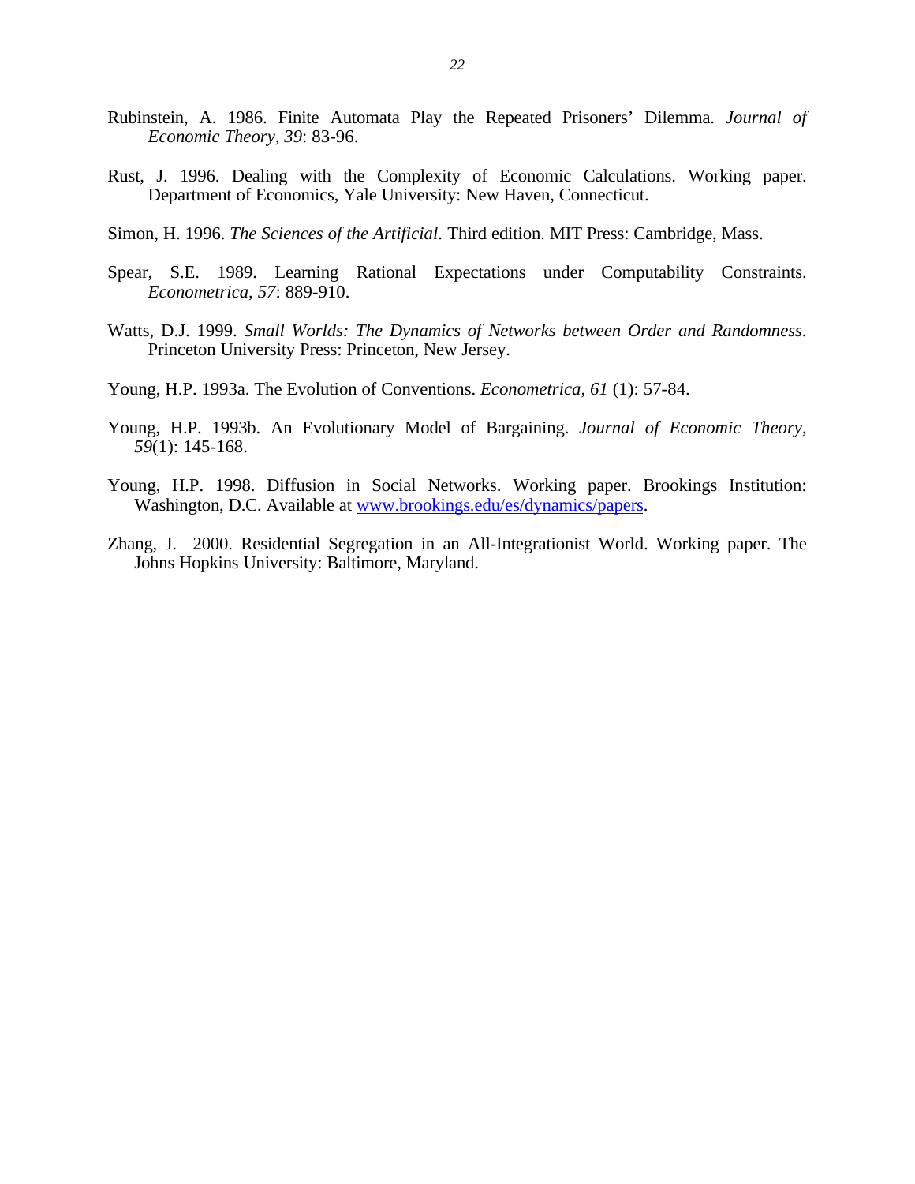Rubinstein, A. 1986. Finite Automata Play the Repeated Prisoners' Dilemma. *Journal of Economic Theory, 39*: 83-96.

Rust, J. 1996. Dealing with the Complexity of Economic Calculations. Working paper. Department of Economics, Yale University: New Haven, Connecticut.

Simon, H. 1996. *The Sciences of the Artificial*. Third edition. MIT Press: Cambridge, Mass.

Spear, S.E. 1989. Learning Rational Expectations under Computability Constraints. *Econometrica, 57*: 889-910.

Watts, D.J. 1999. *Small Worlds: The Dynamics of Networks between Order and Randomness*. Princeton University Press: Princeton, New Jersey.

Young, H.P. 1993a. The Evolution of Conventions. *Econometrica, 61* (1): 57-84.

Young, H.P. 1993b. An Evolutionary Model of Bargaining. *Journal of Economic Theory, 59*(1): 145-168.

Young, H.P. 1998. Diffusion in Social Networks. Working paper. Brookings Institution: Washington, D.C. Available at www.brookings.edu/es/dynamics/papers.

Zhang, J. 2000. Residential Segregation in an All-Integrationist World. Working paper. The Johns Hopkins University: Baltimore, Maryland.